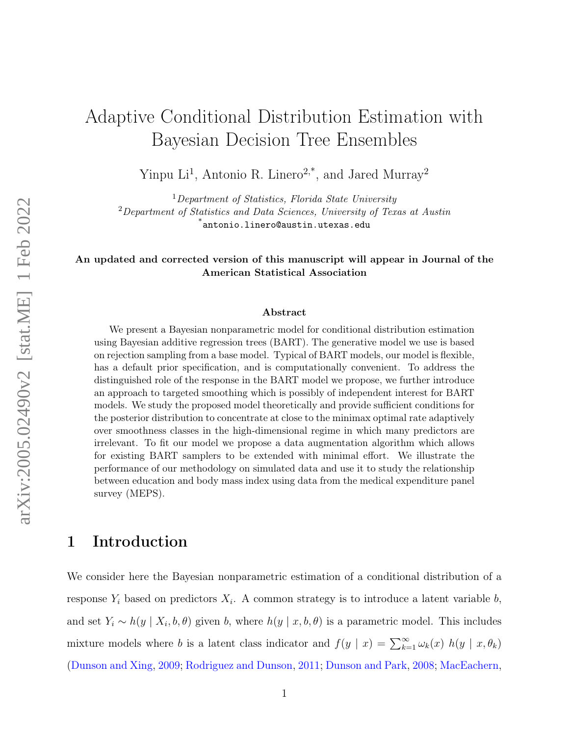# Adaptive Conditional Distribution Estimation with Bayesian Decision Tree Ensembles

Yinpu Li[1], Antonio R. Linero[2,*], and Jared Murray[2]

[1] *Department of Statistics, Florida State University*
[2] *Department of Statistics and Data Sciences, University of Texas at Austin*
[*] antonio.linero@austin.utexas.edu

**An updated and corrected version of this manuscript will appear in Journal of the American Statistical Association**

## Abstract

We present a Bayesian nonparametric model for conditional distribution estimation using Bayesian additive regression trees (BART). The generative model we use is based on rejection sampling from a base model. Typical of BART models, our model is flexible, has a default prior specification, and is computationally convenient. To address the distinguished role of the response in the BART model we propose, we further introduce an approach to targeted smoothing which is possibly of independent interest for BART models. We study the proposed model theoretically and provide sufficient conditions for the posterior distribution to concentrate at close to the minimax optimal rate adaptively over smoothness classes in the high-dimensional regime in which many predictors are irrelevant. To fit our model we propose a data augmentation algorithm which allows for existing BART samplers to be extended with minimal effort. We illustrate the performance of our methodology on simulated data and use it to study the relationship between education and body mass index using data from the medical expenditure panel survey (MEPS).

## 1 Introduction

We consider here the Bayesian nonparametric estimation of a conditional distribution of a response $Y_i$ based on predictors $X_i$. A common strategy is to introduce a latent variable $b$, and set $Y_i \sim h(y \mid X_i, b, \theta)$ given $b$, where $h(y \mid x, b, \theta)$ is a parametric model. This includes mixture models where $b$ is a latent class indicator and $f(y \mid x) = \sum_{k=1}^{\infty} \omega_k(x)\ h(y \mid x, \theta_k)$ (Dunson and Xing, 2009; Rodriguez and Dunson, 2011; Dunson and Park, 2008; MacEachern,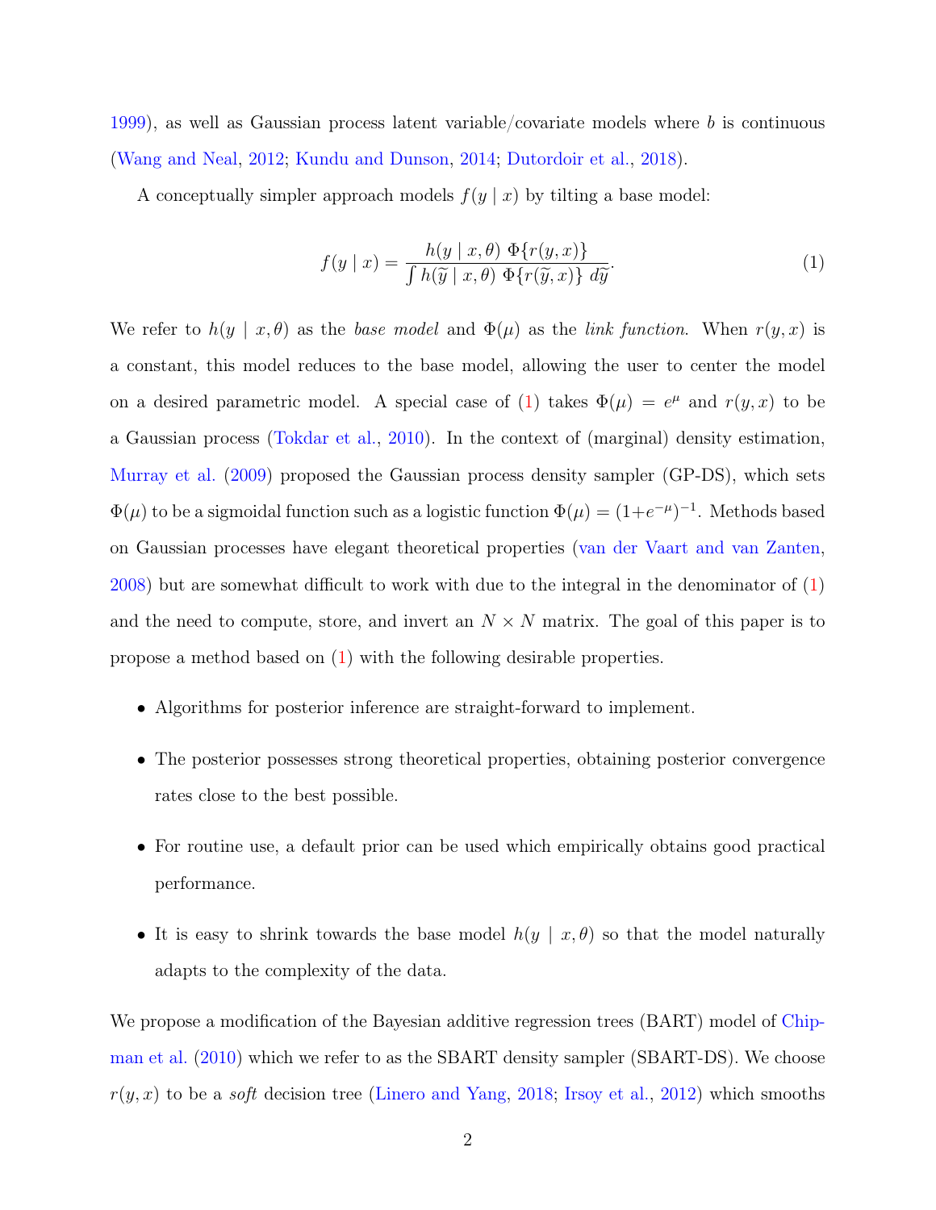1999), as well as Gaussian process latent variable/covariate models where $b$ is continuous (Wang and Neal, 2012; Kundu and Dunson, 2014; Dutordoir et al., 2018).

A conceptually simpler approach models $f(y \mid x)$ by tilting a base model:

$$f(y \mid x) = \frac{h(y \mid x, \theta) \; \Phi\{r(y, x)\}}{\int h(\widetilde{y} \mid x, \theta) \; \Phi\{r(\widetilde{y}, x)\} \; d\widetilde{y}}. \tag{1}$$

We refer to $h(y \mid x, \theta)$ as the *base model* and $\Phi(\mu)$ as the *link function*. When $r(y, x)$ is a constant, this model reduces to the base model, allowing the user to center the model on a desired parametric model. A special case of (1) takes $\Phi(\mu) = e^{\mu}$ and $r(y, x)$ to be a Gaussian process (Tokdar et al., 2010). In the context of (marginal) density estimation, Murray et al. (2009) proposed the Gaussian process density sampler (GP-DS), which sets $\Phi(\mu)$ to be a sigmoidal function such as a logistic function $\Phi(\mu) = (1+e^{-\mu})^{-1}$. Methods based on Gaussian processes have elegant theoretical properties (van der Vaart and van Zanten, 2008) but are somewhat difficult to work with due to the integral in the denominator of (1) and the need to compute, store, and invert an $N \times N$ matrix. The goal of this paper is to propose a method based on (1) with the following desirable properties.

- Algorithms for posterior inference are straight-forward to implement.
- The posterior possesses strong theoretical properties, obtaining posterior convergence rates close to the best possible.
- For routine use, a default prior can be used which empirically obtains good practical performance.
- It is easy to shrink towards the base model $h(y \mid x, \theta)$ so that the model naturally adapts to the complexity of the data.

We propose a modification of the Bayesian additive regression trees (BART) model of Chipman et al. (2010) which we refer to as the SBART density sampler (SBART-DS). We choose $r(y, x)$ to be a *soft* decision tree (Linero and Yang, 2018; Irsoy et al., 2012) which smooths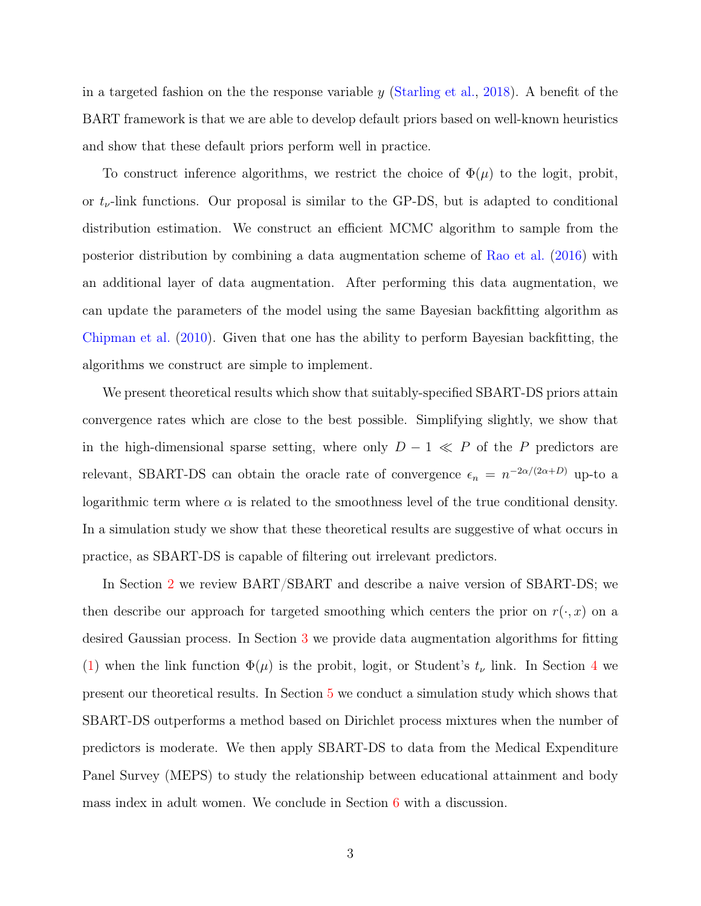in a targeted fashion on the the response variable $y$ (Starling et al., 2018). A benefit of the BART framework is that we are able to develop default priors based on well-known heuristics and show that these default priors perform well in practice.

To construct inference algorithms, we restrict the choice of $\Phi(\mu)$ to the logit, probit, or $t_\nu$-link functions. Our proposal is similar to the GP-DS, but is adapted to conditional distribution estimation. We construct an efficient MCMC algorithm to sample from the posterior distribution by combining a data augmentation scheme of Rao et al. (2016) with an additional layer of data augmentation. After performing this data augmentation, we can update the parameters of the model using the same Bayesian backfitting algorithm as Chipman et al. (2010). Given that one has the ability to perform Bayesian backfitting, the algorithms we construct are simple to implement.

We present theoretical results which show that suitably-specified SBART-DS priors attain convergence rates which are close to the best possible. Simplifying slightly, we show that in the high-dimensional sparse setting, where only $D - 1 \ll P$ of the $P$ predictors are relevant, SBART-DS can obtain the oracle rate of convergence $\epsilon_n = n^{-2\alpha/(2\alpha+D)}$ up-to a logarithmic term where $\alpha$ is related to the smoothness level of the true conditional density. In a simulation study we show that these theoretical results are suggestive of what occurs in practice, as SBART-DS is capable of filtering out irrelevant predictors.

In Section 2 we review BART/SBART and describe a naive version of SBART-DS; we then describe our approach for targeted smoothing which centers the prior on $r(\cdot, x)$ on a desired Gaussian process. In Section 3 we provide data augmentation algorithms for fitting (1) when the link function $\Phi(\mu)$ is the probit, logit, or Student's $t_\nu$ link. In Section 4 we present our theoretical results. In Section 5 we conduct a simulation study which shows that SBART-DS outperforms a method based on Dirichlet process mixtures when the number of predictors is moderate. We then apply SBART-DS to data from the Medical Expenditure Panel Survey (MEPS) to study the relationship between educational attainment and body mass index in adult women. We conclude in Section 6 with a discussion.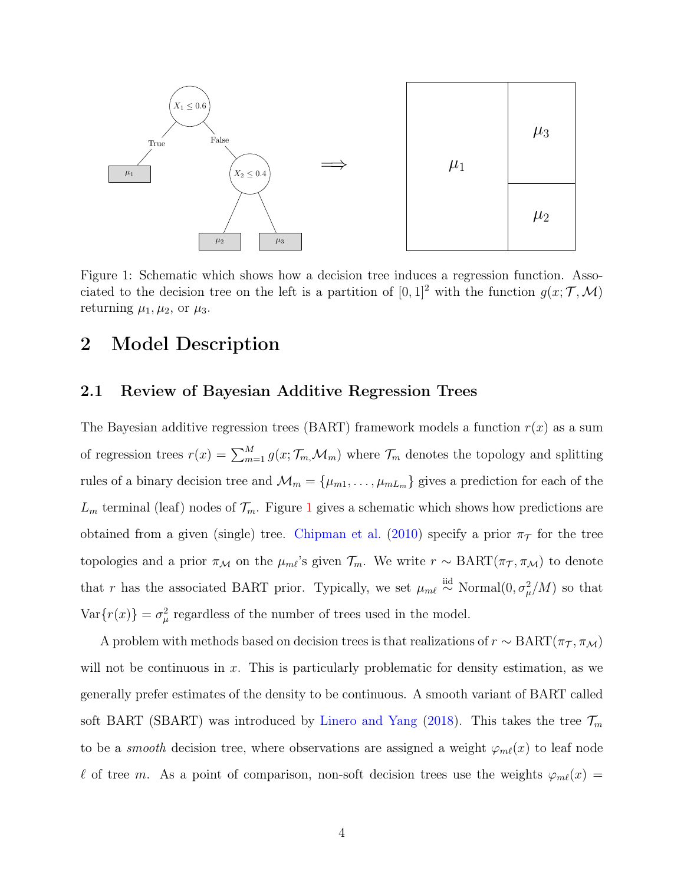Figure 1: Schematic which shows how a decision tree induces a regression function. Associated to the decision tree on the left is a partition of $[0,1]^2$ with the function $g(x; \mathcal{T}, \mathcal{M})$ returning $\mu_1, \mu_2$, or $\mu_3$.

# 2 Model Description

## 2.1 Review of Bayesian Additive Regression Trees

The Bayesian additive regression trees (BART) framework models a function $r(x)$ as a sum of regression trees $r(x) = \sum_{m=1}^{M} g(x; \mathcal{T}_m, \mathcal{M}_m)$ where $\mathcal{T}_m$ denotes the topology and splitting rules of a binary decision tree and $\mathcal{M}_m = \{\mu_{m1}, \ldots, \mu_{mL_m}\}$ gives a prediction for each of the $L_m$ terminal (leaf) nodes of $\mathcal{T}_m$. Figure 1 gives a schematic which shows how predictions are obtained from a given (single) tree. Chipman et al. (2010) specify a prior $\pi_{\mathcal{T}}$ for the tree topologies and a prior $\pi_{\mathcal{M}}$ on the $\mu_{m\ell}$'s given $\mathcal{T}_m$. We write $r \sim \text{BART}(\pi_{\mathcal{T}}, \pi_{\mathcal{M}})$ to denote that $r$ has the associated BART prior. Typically, we set $\mu_{m\ell} \overset{\text{iid}}{\sim} \text{Normal}(0, \sigma_\mu^2/M)$ so that $\text{Var}\{r(x)\} = \sigma_\mu^2$ regardless of the number of trees used in the model.

A problem with methods based on decision trees is that realizations of $r \sim \text{BART}(\pi_{\mathcal{T}}, \pi_{\mathcal{M}})$ will not be continuous in $x$. This is particularly problematic for density estimation, as we generally prefer estimates of the density to be continuous. A smooth variant of BART called soft BART (SBART) was introduced by Linero and Yang (2018). This takes the tree $\mathcal{T}_m$ to be a *smooth* decision tree, where observations are assigned a weight $\varphi_{m\ell}(x)$ to leaf node $\ell$ of tree $m$. As a point of comparison, non-soft decision trees use the weights $\varphi_{m\ell}(x) =$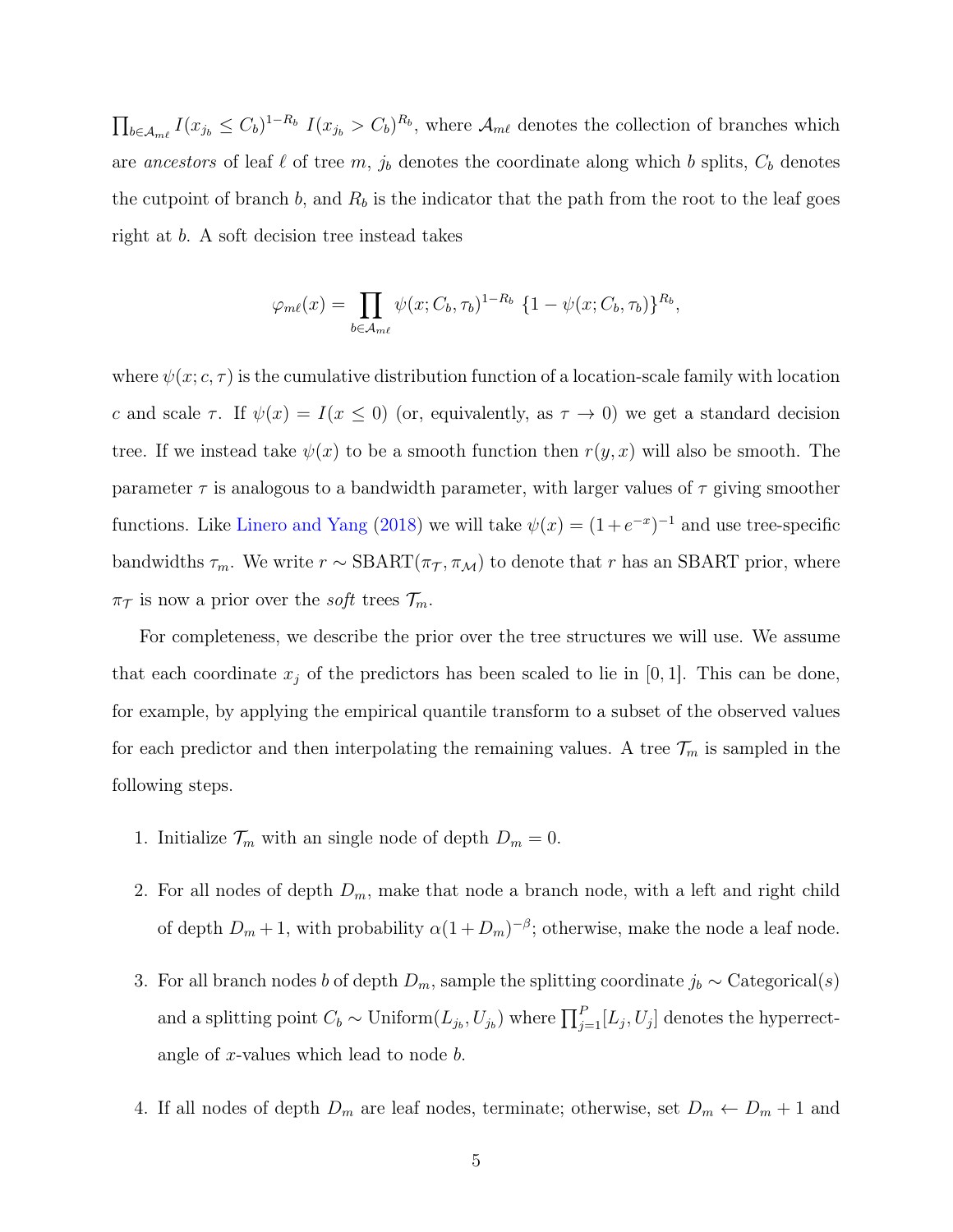$\prod_{b \in \mathcal{A}_{m\ell}} I(x_{j_b} \le C_b)^{1-R_b} \; I(x_{j_b} > C_b)^{R_b}$, where $\mathcal{A}_{m\ell}$ denotes the collection of branches which are *ancestors* of leaf $\ell$ of tree $m$, $j_b$ denotes the coordinate along which $b$ splits, $C_b$ denotes the cutpoint of branch $b$, and $R_b$ is the indicator that the path from the root to the leaf goes right at $b$. A soft decision tree instead takes

$$\varphi_{m\ell}(x) = \prod_{b \in \mathcal{A}_{m\ell}} \psi(x; C_b, \tau_b)^{1-R_b} \; \{1 - \psi(x; C_b, \tau_b)\}^{R_b},$$

where $\psi(x; c, \tau)$ is the cumulative distribution function of a location-scale family with location $c$ and scale $\tau$. If $\psi(x) = I(x \le 0)$ (or, equivalently, as $\tau \to 0$) we get a standard decision tree. If we instead take $\psi(x)$ to be a smooth function then $r(y, x)$ will also be smooth. The parameter $\tau$ is analogous to a bandwidth parameter, with larger values of $\tau$ giving smoother functions. Like Linero and Yang (2018) we will take $\psi(x) = (1 + e^{-x})^{-1}$ and use tree-specific bandwidths $\tau_m$. We write $r \sim \text{SBART}(\pi_{\mathcal{T}}, \pi_{\mathcal{M}})$ to denote that $r$ has an SBART prior, where $\pi_{\mathcal{T}}$ is now a prior over the *soft* trees $\mathcal{T}_m$.

For completeness, we describe the prior over the tree structures we will use. We assume that each coordinate $x_j$ of the predictors has been scaled to lie in $[0, 1]$. This can be done, for example, by applying the empirical quantile transform to a subset of the observed values for each predictor and then interpolating the remaining values. A tree $\mathcal{T}_m$ is sampled in the following steps.

1. Initialize $\mathcal{T}_m$ with an single node of depth $D_m = 0$.
2. For all nodes of depth $D_m$, make that node a branch node, with a left and right child of depth $D_m + 1$, with probability $\alpha(1 + D_m)^{-\beta}$; otherwise, make the node a leaf node.
3. For all branch nodes $b$ of depth $D_m$, sample the splitting coordinate $j_b \sim \text{Categorical}(s)$ and a splitting point $C_b \sim \text{Uniform}(L_{j_b}, U_{j_b})$ where $\prod_{j=1}^{P} [L_j, U_j]$ denotes the hyperrectangle of $x$-values which lead to node $b$.
4. If all nodes of depth $D_m$ are leaf nodes, terminate; otherwise, set $D_m \leftarrow D_m + 1$ and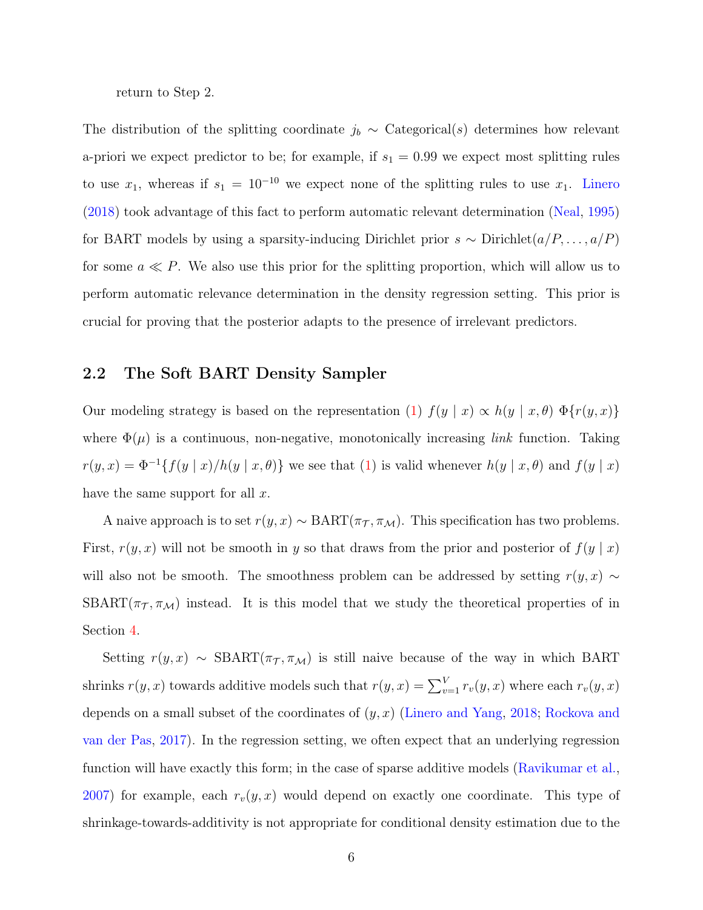return to Step 2.

The distribution of the splitting coordinate $j_b \sim \text{Categorical}(s)$ determines how relevant a-priori we expect predictor to be; for example, if $s_1 = 0.99$ we expect most splitting rules to use $x_1$, whereas if $s_1 = 10^{-10}$ we expect none of the splitting rules to use $x_1$. Linero (2018) took advantage of this fact to perform automatic relevant determination (Neal, 1995) for BART models by using a sparsity-inducing Dirichlet prior $s \sim \text{Dirichlet}(a/P, \dots, a/P)$ for some $a \ll P$. We also use this prior for the splitting proportion, which will allow us to perform automatic relevance determination in the density regression setting. This prior is crucial for proving that the posterior adapts to the presence of irrelevant predictors.

## 2.2 The Soft BART Density Sampler

Our modeling strategy is based on the representation (1) $f(y \mid x) \propto h(y \mid x, \theta) \; \Phi\{r(y, x)\}$ where $\Phi(\mu)$ is a continuous, non-negative, monotonically increasing *link* function. Taking $r(y, x) = \Phi^{-1}\{f(y \mid x)/h(y \mid x, \theta)\}$ we see that (1) is valid whenever $h(y \mid x, \theta)$ and $f(y \mid x)$ have the same support for all $x$.

A naive approach is to set $r(y, x) \sim \text{BART}(\pi_{\mathcal{T}}, \pi_{\mathcal{M}})$. This specification has two problems. First, $r(y, x)$ will not be smooth in $y$ so that draws from the prior and posterior of $f(y \mid x)$ will also not be smooth. The smoothness problem can be addressed by setting $r(y, x) \sim \text{SBART}(\pi_{\mathcal{T}}, \pi_{\mathcal{M}})$ instead. It is this model that we study the theoretical properties of in Section 4.

Setting $r(y, x) \sim \text{SBART}(\pi_{\mathcal{T}}, \pi_{\mathcal{M}})$ is still naive because of the way in which BART shrinks $r(y, x)$ towards additive models such that $r(y, x) = \sum_{v=1}^{V} r_v(y, x)$ where each $r_v(y, x)$ depends on a small subset of the coordinates of $(y, x)$ (Linero and Yang, 2018; Rockova and van der Pas, 2017). In the regression setting, we often expect that an underlying regression function will have exactly this form; in the case of sparse additive models (Ravikumar et al., 2007) for example, each $r_v(y, x)$ would depend on exactly one coordinate. This type of shrinkage-towards-additivity is not appropriate for conditional density estimation due to the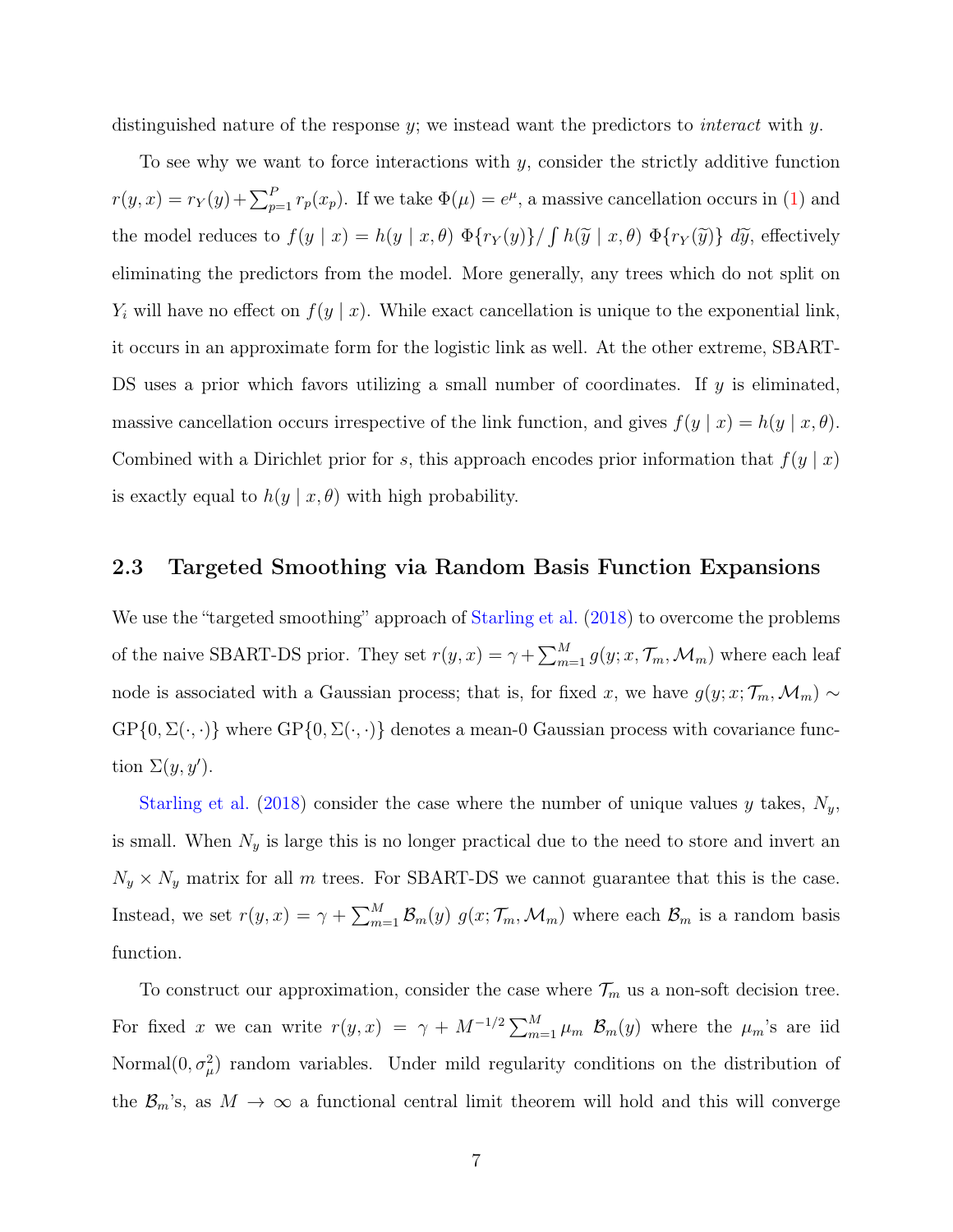distinguished nature of the response $y$; we instead want the predictors to *interact* with $y$.

To see why we want to force interactions with $y$, consider the strictly additive function $r(y, x) = r_Y(y) + \sum_{p=1}^{P} r_p(x_p)$. If we take $\Phi(\mu) = e^{\mu}$, a massive cancellation occurs in (1) and the model reduces to $f(y \mid x) = h(y \mid x, \theta)\ \Phi\{r_Y(y)\} / \int h(\widetilde{y} \mid x, \theta)\ \Phi\{r_Y(\widetilde{y})\}\ d\widetilde{y}$, effectively eliminating the predictors from the model. More generally, any trees which do not split on $Y_i$ will have no effect on $f(y \mid x)$. While exact cancellation is unique to the exponential link, it occurs in an approximate form for the logistic link as well. At the other extreme, SBART-DS uses a prior which favors utilizing a small number of coordinates. If $y$ is eliminated, massive cancellation occurs irrespective of the link function, and gives $f(y \mid x) = h(y \mid x, \theta)$. Combined with a Dirichlet prior for $s$, this approach encodes prior information that $f(y \mid x)$ is exactly equal to $h(y \mid x, \theta)$ with high probability.

## 2.3 Targeted Smoothing via Random Basis Function Expansions

We use the "targeted smoothing" approach of Starling et al. (2018) to overcome the problems of the naive SBART-DS prior. They set $r(y, x) = \gamma + \sum_{m=1}^{M} g(y; x, \mathcal{T}_m, \mathcal{M}_m)$ where each leaf node is associated with a Gaussian process; that is, for fixed $x$, we have $g(y; x; \mathcal{T}_m, \mathcal{M}_m) \sim \mathrm{GP}\{0, \Sigma(\cdot, \cdot)\}$ where $\mathrm{GP}\{0, \Sigma(\cdot, \cdot)\}$ denotes a mean-0 Gaussian process with covariance function $\Sigma(y, y')$.

Starling et al. (2018) consider the case where the number of unique values $y$ takes, $N_y$, is small. When $N_y$ is large this is no longer practical due to the need to store and invert an $N_y \times N_y$ matrix for all $m$ trees. For SBART-DS we cannot guarantee that this is the case. Instead, we set $r(y, x) = \gamma + \sum_{m=1}^{M} \mathcal{B}_m(y)\ g(x; \mathcal{T}_m, \mathcal{M}_m)$ where each $\mathcal{B}_m$ is a random basis function.

To construct our approximation, consider the case where $\mathcal{T}_m$ us a non-soft decision tree. For fixed $x$ we can write $r(y, x) = \gamma + M^{-1/2} \sum_{m=1}^{M} \mu_m\ \mathcal{B}_m(y)$ where the $\mu_m$'s are iid $\mathrm{Normal}(0, \sigma_\mu^2)$ random variables. Under mild regularity conditions on the distribution of the $\mathcal{B}_m$'s, as $M \to \infty$ a functional central limit theorem will hold and this will converge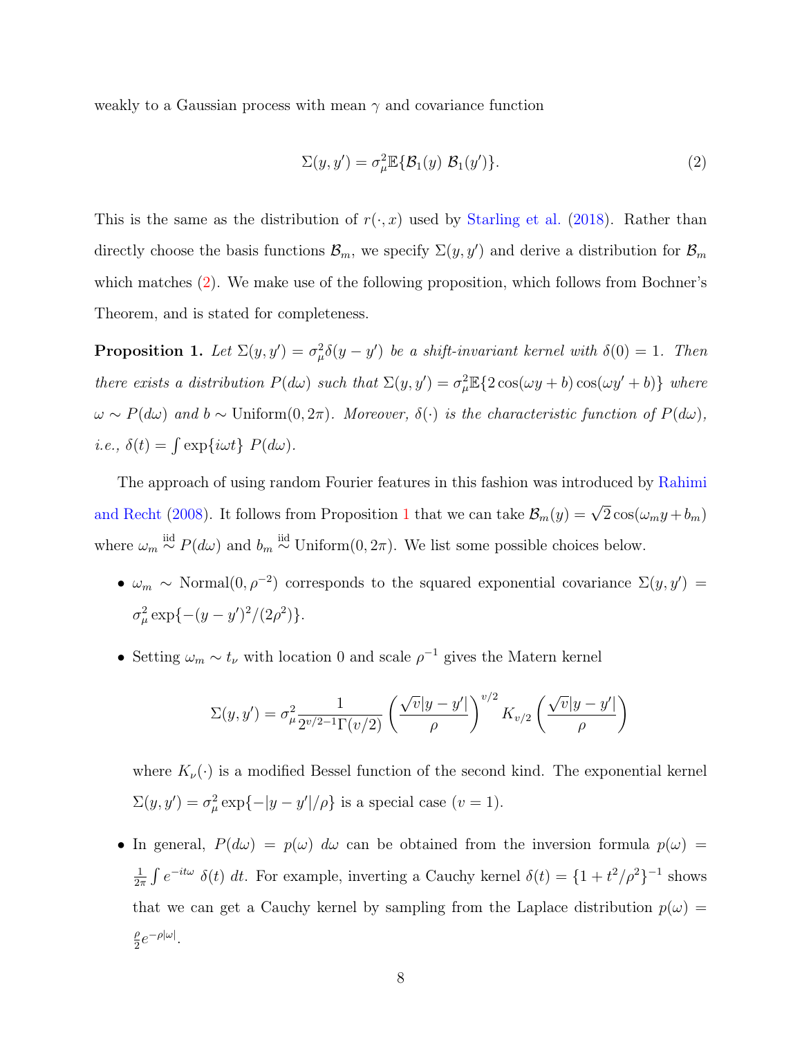weakly to a Gaussian process with mean $\gamma$ and covariance function

$$\Sigma(y, y') = \sigma_\mu^2 \mathbb{E}\{\mathcal{B}_1(y)\ \mathcal{B}_1(y')\}. \tag{2}$$

This is the same as the distribution of $r(\cdot, x)$ used by Starling et al. (2018). Rather than directly choose the basis functions $\mathcal{B}_m$, we specify $\Sigma(y, y')$ and derive a distribution for $\mathcal{B}_m$ which matches (2). We make use of the following proposition, which follows from Bochner's Theorem, and is stated for completeness.

**Proposition 1.** *Let $\Sigma(y, y') = \sigma_\mu^2 \delta(y - y')$ be a shift-invariant kernel with $\delta(0) = 1$. Then there exists a distribution $P(d\omega)$ such that $\Sigma(y, y') = \sigma_\mu^2 \mathbb{E}\{2\cos(\omega y + b)\cos(\omega y' + b)\}$ where $\omega \sim P(d\omega)$ and $b \sim \text{Uniform}(0, 2\pi)$. Moreover, $\delta(\cdot)$ is the characteristic function of $P(d\omega)$, i.e., $\delta(t) = \int \exp\{i\omega t\}\ P(d\omega)$.*

The approach of using random Fourier features in this fashion was introduced by Rahimi and Recht (2008). It follows from Proposition 1 that we can take $\mathcal{B}_m(y) = \sqrt{2}\cos(\omega_m y + b_m)$ where $\omega_m \stackrel{\text{iid}}{\sim} P(d\omega)$ and $b_m \stackrel{\text{iid}}{\sim} \text{Uniform}(0, 2\pi)$. We list some possible choices below.

- $\omega_m \sim \text{Normal}(0, \rho^{-2})$ corresponds to the squared exponential covariance $\Sigma(y, y') = \sigma_\mu^2 \exp\{-(y - y')^2/(2\rho^2)\}$.

- Setting $\omega_m \sim t_\nu$ with location 0 and scale $\rho^{-1}$ gives the Matern kernel

  $$\Sigma(y, y') = \sigma_\mu^2 \frac{1}{2^{v/2-1}\Gamma(v/2)} \left(\frac{\sqrt{v}|y - y'|}{\rho}\right)^{v/2} K_{v/2}\left(\frac{\sqrt{v}|y - y'|}{\rho}\right)$$

  where $K_\nu(\cdot)$ is a modified Bessel function of the second kind. The exponential kernel $\Sigma(y, y') = \sigma_\mu^2 \exp\{-|y - y'|/\rho\}$ is a special case ($v = 1$).

- In general, $P(d\omega) = p(\omega)\ d\omega$ can be obtained from the inversion formula $p(\omega) = \frac{1}{2\pi}\int e^{-it\omega}\ \delta(t)\ dt$. For example, inverting a Cauchy kernel $\delta(t) = \{1 + t^2/\rho^2\}^{-1}$ shows that we can get a Cauchy kernel by sampling from the Laplace distribution $p(\omega) = \frac{\rho}{2}e^{-\rho|\omega|}$.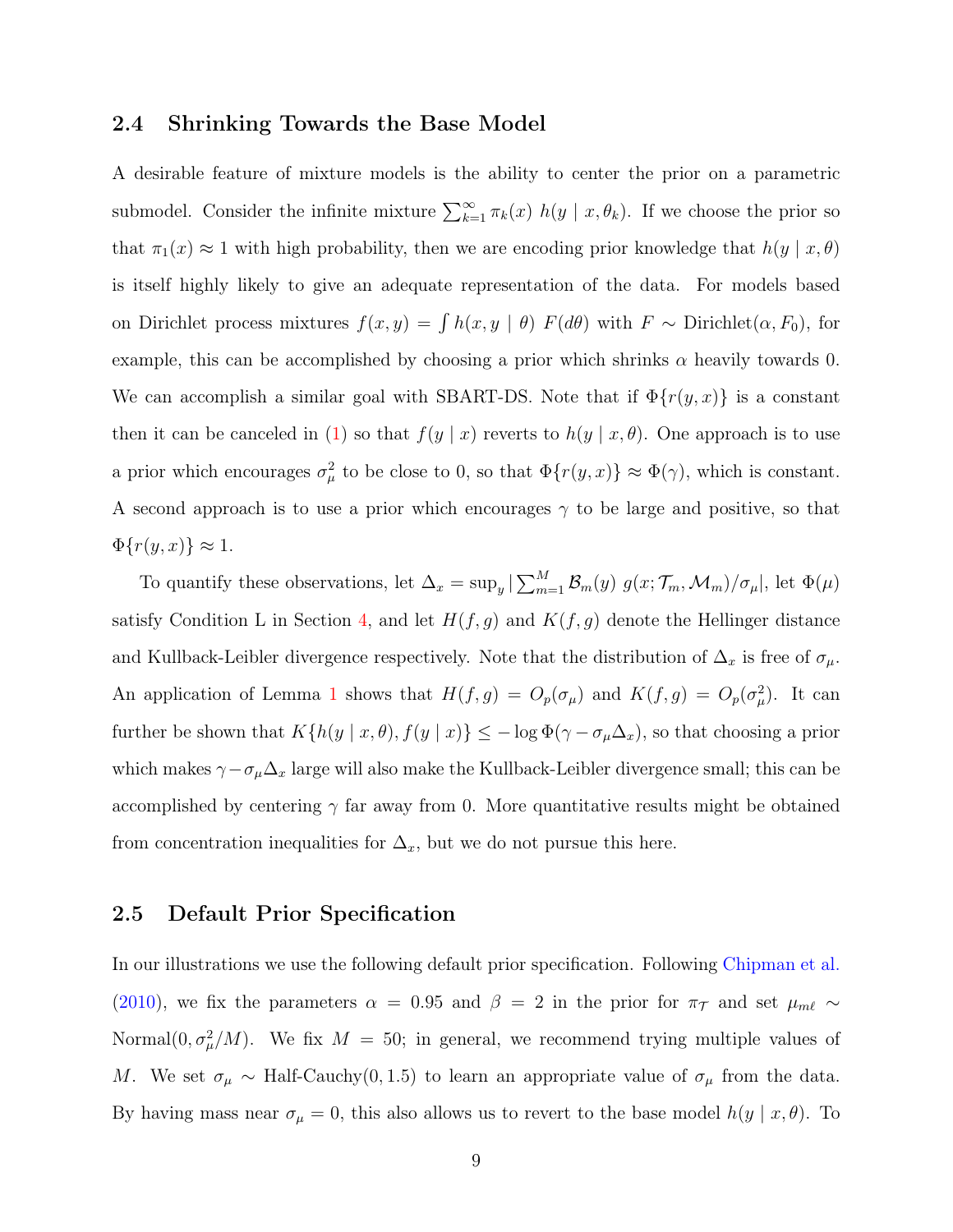### 2.4 Shrinking Towards the Base Model

A desirable feature of mixture models is the ability to center the prior on a parametric submodel. Consider the infinite mixture $\sum_{k=1}^{\infty} \pi_k(x)\; h(y \mid x, \theta_k)$. If we choose the prior so that $\pi_1(x) \approx 1$ with high probability, then we are encoding prior knowledge that $h(y \mid x, \theta)$ is itself highly likely to give an adequate representation of the data. For models based on Dirichlet process mixtures $f(x, y) = \int h(x, y \mid \theta)\; F(d\theta)$ with $F \sim \text{Dirichlet}(\alpha, F_0)$, for example, this can be accomplished by choosing a prior which shrinks $\alpha$ heavily towards 0. We can accomplish a similar goal with SBART-DS. Note that if $\Phi\{r(y, x)\}$ is a constant then it can be canceled in (1) so that $f(y \mid x)$ reverts to $h(y \mid x, \theta)$. One approach is to use a prior which encourages $\sigma_\mu^2$ to be close to 0, so that $\Phi\{r(y, x)\} \approx \Phi(\gamma)$, which is constant. A second approach is to use a prior which encourages $\gamma$ to be large and positive, so that $\Phi\{r(y, x)\} \approx 1$.

To quantify these observations, let $\Delta_x = \sup_y |\sum_{m=1}^{M} \mathcal{B}_m(y)\; g(x; \mathcal{T}_m, \mathcal{M}_m)/\sigma_\mu|$, let $\Phi(\mu)$ satisfy Condition L in Section 4, and let $H(f, g)$ and $K(f, g)$ denote the Hellinger distance and Kullback-Leibler divergence respectively. Note that the distribution of $\Delta_x$ is free of $\sigma_\mu$. An application of Lemma 1 shows that $H(f, g) = O_p(\sigma_\mu)$ and $K(f, g) = O_p(\sigma_\mu^2)$. It can further be shown that $K\{h(y \mid x, \theta), f(y \mid x)\} \leq -\log \Phi(\gamma - \sigma_\mu \Delta_x)$, so that choosing a prior which makes $\gamma - \sigma_\mu \Delta_x$ large will also make the Kullback-Leibler divergence small; this can be accomplished by centering $\gamma$ far away from 0. More quantitative results might be obtained from concentration inequalities for $\Delta_x$, but we do not pursue this here.

### 2.5 Default Prior Specification

In our illustrations we use the following default prior specification. Following Chipman et al. (2010), we fix the parameters $\alpha = 0.95$ and $\beta = 2$ in the prior for $\pi_{\mathcal{T}}$ and set $\mu_{m\ell} \sim \text{Normal}(0, \sigma_\mu^2/M)$. We fix $M = 50$; in general, we recommend trying multiple values of $M$. We set $\sigma_\mu \sim \text{Half-Cauchy}(0, 1.5)$ to learn an appropriate value of $\sigma_\mu$ from the data. By having mass near $\sigma_\mu = 0$, this also allows us to revert to the base model $h(y \mid x, \theta)$. To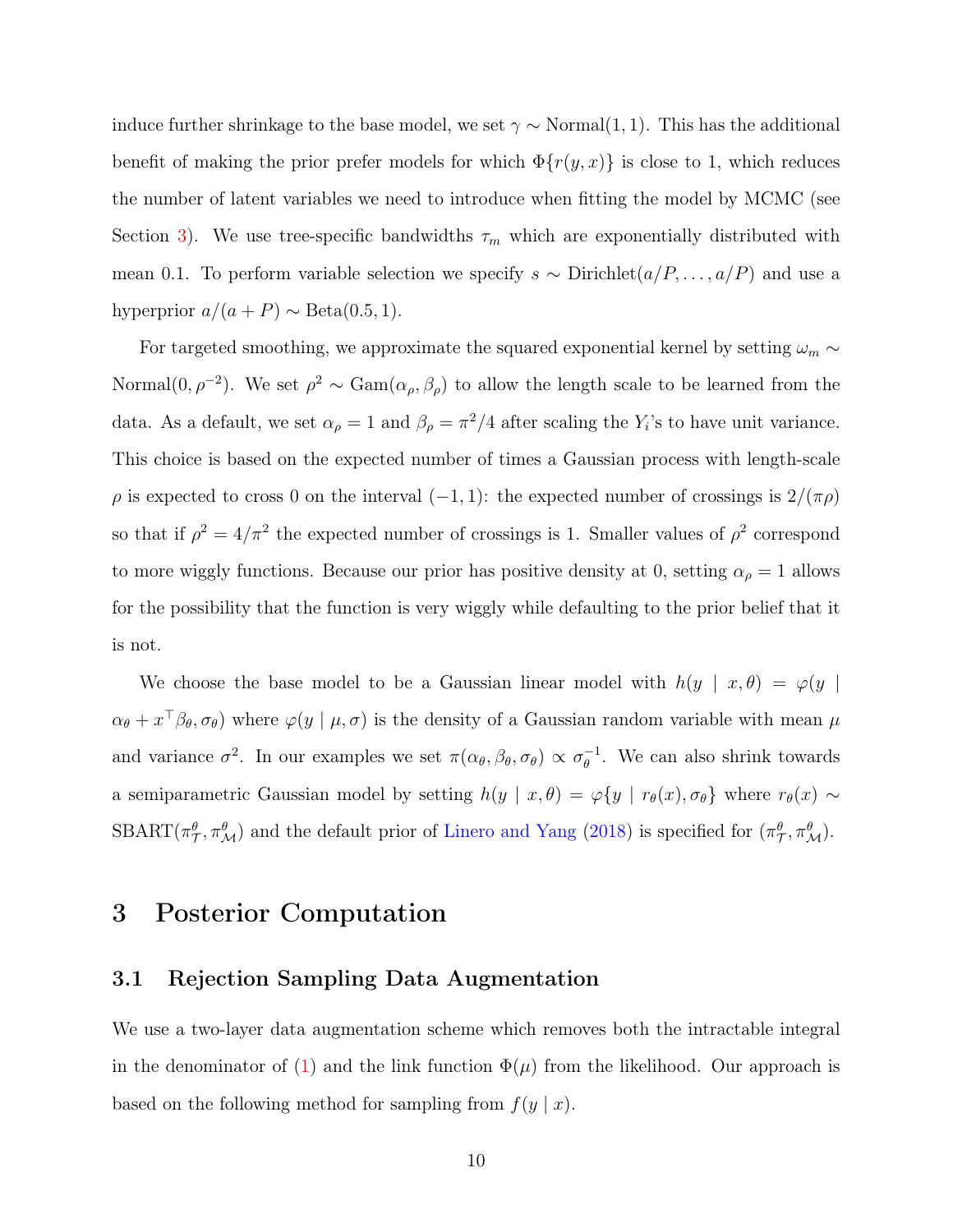induce further shrinkage to the base model, we set $\gamma \sim \text{Normal}(1, 1)$. This has the additional benefit of making the prior prefer models for which $\Phi\{r(y, x)\}$ is close to 1, which reduces the number of latent variables we need to introduce when fitting the model by MCMC (see Section 3). We use tree-specific bandwidths $\tau_m$ which are exponentially distributed with mean 0.1. To perform variable selection we specify $s \sim \text{Dirichlet}(a/P, \ldots, a/P)$ and use a hyperprior $a/(a + P) \sim \text{Beta}(0.5, 1)$.

For targeted smoothing, we approximate the squared exponential kernel by setting $\omega_m \sim \text{Normal}(0, \rho^{-2})$. We set $\rho^2 \sim \text{Gam}(\alpha_\rho, \beta_\rho)$ to allow the length scale to be learned from the data. As a default, we set $\alpha_\rho = 1$ and $\beta_\rho = \pi^2/4$ after scaling the $Y_i$'s to have unit variance. This choice is based on the expected number of times a Gaussian process with length-scale $\rho$ is expected to cross 0 on the interval $(-1, 1)$: the expected number of crossings is $2/(\pi\rho)$ so that if $\rho^2 = 4/\pi^2$ the expected number of crossings is 1. Smaller values of $\rho^2$ correspond to more wiggly functions. Because our prior has positive density at 0, setting $\alpha_\rho = 1$ allows for the possibility that the function is very wiggly while defaulting to the prior belief that it is not.

We choose the base model to be a Gaussian linear model with $h(y \mid x, \theta) = \varphi(y \mid \alpha_\theta + x^\top \beta_\theta, \sigma_\theta)$ where $\varphi(y \mid \mu, \sigma)$ is the density of a Gaussian random variable with mean $\mu$ and variance $\sigma^2$. In our examples we set $\pi(\alpha_\theta, \beta_\theta, \sigma_\theta) \propto \sigma_\theta^{-1}$. We can also shrink towards a semiparametric Gaussian model by setting $h(y \mid x, \theta) = \varphi\{y \mid r_\theta(x), \sigma_\theta\}$ where $r_\theta(x) \sim \text{SBART}(\pi_{\mathcal{T}}^\theta, \pi_{\mathcal{M}}^\theta)$ and the default prior of Linero and Yang (2018) is specified for $(\pi_{\mathcal{T}}^\theta, \pi_{\mathcal{M}}^\theta)$.

# 3 Posterior Computation

## 3.1 Rejection Sampling Data Augmentation

We use a two-layer data augmentation scheme which removes both the intractable integral in the denominator of (1) and the link function $\Phi(\mu)$ from the likelihood. Our approach is based on the following method for sampling from $f(y \mid x)$.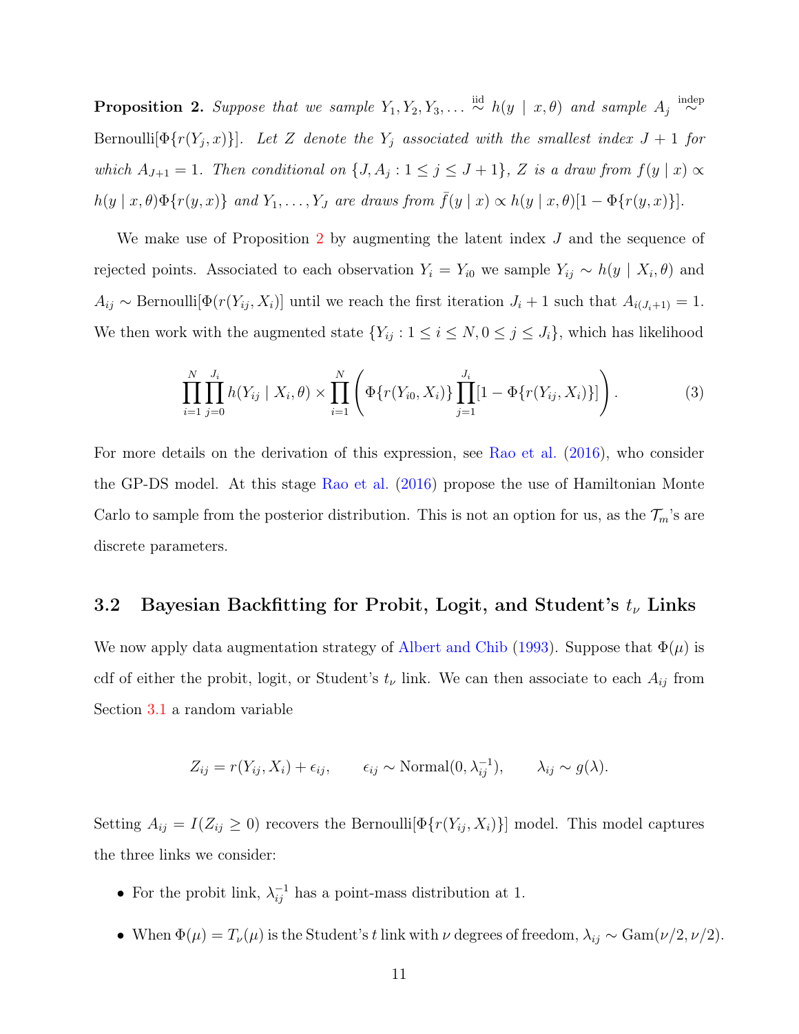**Proposition 2.** *Suppose that we sample $Y_1, Y_2, Y_3, \ldots \stackrel{\text{iid}}{\sim} h(y \mid x, \theta)$ and sample $A_j \stackrel{\text{indep}}{\sim}$ Bernoulli$[\Phi\{r(Y_j, x)\}]$. Let $Z$ denote the $Y_j$ associated with the smallest index $J+1$ for which $A_{J+1} = 1$. Then conditional on $\{J, A_j : 1 \le j \le J+1\}$, $Z$ is a draw from $f(y \mid x) \propto h(y \mid x, \theta)\Phi\{r(y, x)\}$ and $Y_1, \ldots, Y_J$ are draws from $\bar{f}(y \mid x) \propto h(y \mid x, \theta)[1 - \Phi\{r(y, x)\}]$.*

We make use of Proposition 2 by augmenting the latent index $J$ and the sequence of rejected points. Associated to each observation $Y_i = Y_{i0}$ we sample $Y_{ij} \sim h(y \mid X_i, \theta)$ and $A_{ij} \sim$ Bernoulli$[\Phi(r(Y_{ij}, X_i)]$ until we reach the first iteration $J_i + 1$ such that $A_{i(J_i+1)} = 1$. We then work with the augmented state $\{Y_{ij} : 1 \le i \le N, 0 \le j \le J_i\}$, which has likelihood

$$\prod_{i=1}^{N} \prod_{j=0}^{J_i} h(Y_{ij} \mid X_i, \theta) \times \prod_{i=1}^{N} \left( \Phi\{r(Y_{i0}, X_i)\} \prod_{j=1}^{J_i} [1 - \Phi\{r(Y_{ij}, X_i)\}] \right). \tag{3}$$

For more details on the derivation of this expression, see Rao et al. (2016), who consider the GP-DS model. At this stage Rao et al. (2016) propose the use of Hamiltonian Monte Carlo to sample from the posterior distribution. This is not an option for us, as the $\mathcal{T}_m$'s are discrete parameters.

### 3.2 Bayesian Backfitting for Probit, Logit, and Student's $t_\nu$ Links

We now apply data augmentation strategy of Albert and Chib (1993). Suppose that $\Phi(\mu)$ is cdf of either the probit, logit, or Student's $t_\nu$ link. We can then associate to each $A_{ij}$ from Section 3.1 a random variable

$$Z_{ij} = r(Y_{ij}, X_i) + \epsilon_{ij}, \qquad \epsilon_{ij} \sim \text{Normal}(0, \lambda_{ij}^{-1}), \qquad \lambda_{ij} \sim g(\lambda).$$

Setting $A_{ij} = I(Z_{ij} \ge 0)$ recovers the Bernoulli$[\Phi\{r(Y_{ij}, X_i)\}]$ model. This model captures the three links we consider:

- For the probit link, $\lambda_{ij}^{-1}$ has a point-mass distribution at 1.
- When $\Phi(\mu) = T_\nu(\mu)$ is the Student's $t$ link with $\nu$ degrees of freedom, $\lambda_{ij} \sim \text{Gam}(\nu/2, \nu/2)$.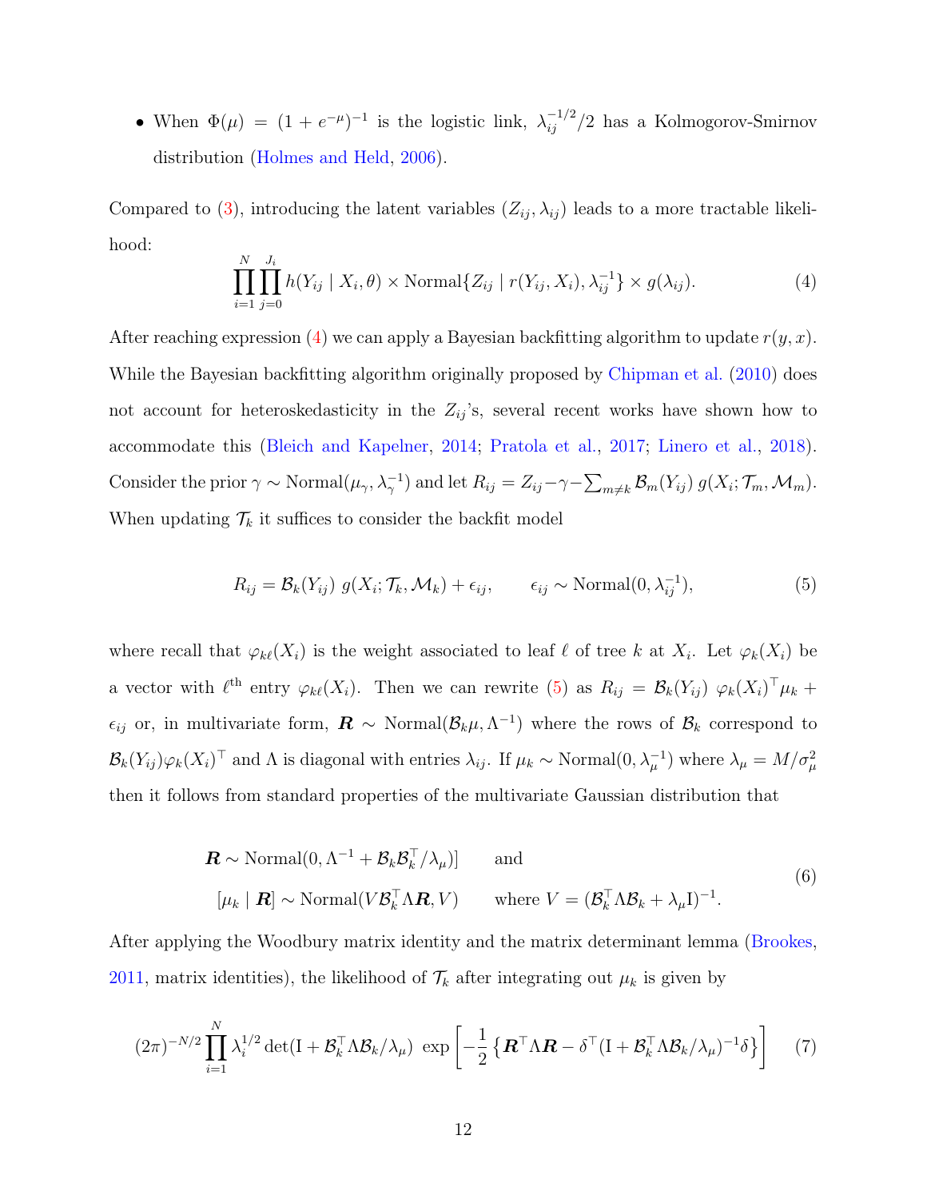- When $\Phi(\mu) = (1 + e^{-\mu})^{-1}$ is the logistic link, $\lambda_{ij}^{-1/2}/2$ has a Kolmogorov-Smirnov distribution (Holmes and Held, 2006).

Compared to (3), introducing the latent variables $(Z_{ij}, \lambda_{ij})$ leads to a more tractable likelihood:

$$\prod_{i=1}^{N} \prod_{j=0}^{J_i} h(Y_{ij} \mid X_i, \theta) \times \text{Normal}\{Z_{ij} \mid r(Y_{ij}, X_i), \lambda_{ij}^{-1}\} \times g(\lambda_{ij}). \tag{4}$$

After reaching expression (4) we can apply a Bayesian backfitting algorithm to update $r(y, x)$. While the Bayesian backfitting algorithm originally proposed by Chipman et al. (2010) does not account for heteroskedasticity in the $Z_{ij}$'s, several recent works have shown how to accommodate this (Bleich and Kapelner, 2014; Pratola et al., 2017; Linero et al., 2018). Consider the prior $\gamma \sim \text{Normal}(\mu_\gamma, \lambda_\gamma^{-1})$ and let $R_{ij} = Z_{ij} - \gamma - \sum_{m \neq k} \mathcal{B}_m(Y_{ij})\, g(X_i; \mathcal{T}_m, \mathcal{M}_m)$. When updating $\mathcal{T}_k$ it suffices to consider the backfit model

$$R_{ij} = \mathcal{B}_k(Y_{ij})\ g(X_i; \mathcal{T}_k, \mathcal{M}_k) + \epsilon_{ij}, \qquad \epsilon_{ij} \sim \text{Normal}(0, \lambda_{ij}^{-1}), \tag{5}$$

where recall that $\varphi_{k\ell}(X_i)$ is the weight associated to leaf $\ell$ of tree $k$ at $X_i$. Let $\varphi_k(X_i)$ be a vector with $\ell^{\text{th}}$ entry $\varphi_{k\ell}(X_i)$. Then we can rewrite (5) as $R_{ij} = \mathcal{B}_k(Y_{ij})\ \varphi_k(X_i)^\top \mu_k + \epsilon_{ij}$ or, in multivariate form, $\boldsymbol{R} \sim \text{Normal}(\mathcal{B}_k \mu, \Lambda^{-1})$ where the rows of $\mathcal{B}_k$ correspond to $\mathcal{B}_k(Y_{ij}) \varphi_k(X_i)^\top$ and $\Lambda$ is diagonal with entries $\lambda_{ij}$. If $\mu_k \sim \text{Normal}(0, \lambda_\mu^{-1})$ where $\lambda_\mu = M/\sigma_\mu^2$ then it follows from standard properties of the multivariate Gaussian distribution that

$$\begin{aligned} \boldsymbol{R} &\sim \text{Normal}(0, \Lambda^{-1} + \mathcal{B}_k \mathcal{B}_k^\top / \lambda_\mu)] \qquad && \text{and} \\ [\mu_k \mid \boldsymbol{R}] &\sim \text{Normal}(V \mathcal{B}_k^\top \Lambda \boldsymbol{R}, V) \qquad && \text{where } V = (\mathcal{B}_k^\top \Lambda \mathcal{B}_k + \lambda_\mu \mathrm{I})^{-1}. \end{aligned} \tag{6}$$

After applying the Woodbury matrix identity and the matrix determinant lemma (Brookes, 2011, matrix identities), the likelihood of $\mathcal{T}_k$ after integrating out $\mu_k$ is given by

$$(2\pi)^{-N/2} \prod_{i=1}^{N} \lambda_i^{1/2} \det(\mathrm{I} + \mathcal{B}_k^\top \Lambda \mathcal{B}_k / \lambda_\mu)\ \exp\left[ -\frac{1}{2} \left\{ \boldsymbol{R}^\top \Lambda \boldsymbol{R} - \delta^\top (\mathrm{I} + \mathcal{B}_k^\top \Lambda \mathcal{B}_k / \lambda_\mu)^{-1} \delta \right\} \right] \tag{7}$$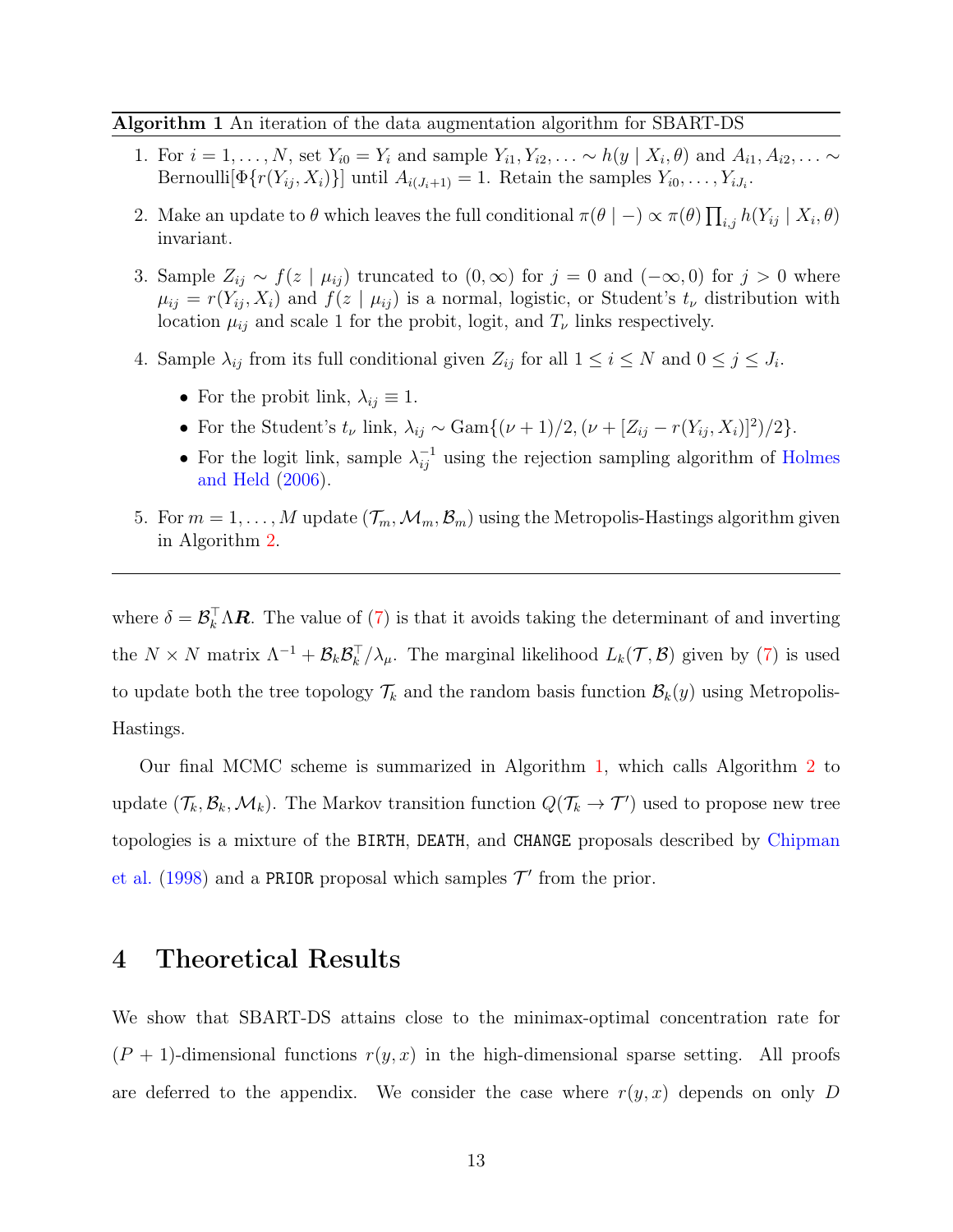**Algorithm 1** An iteration of the data augmentation algorithm for SBART-DS

1. For $i = 1, \ldots, N$, set $Y_{i0} = Y_i$ and sample $Y_{i1}, Y_{i2}, \ldots \sim h(y \mid X_i, \theta)$ and $A_{i1}, A_{i2}, \ldots \sim \text{Bernoulli}[\Phi\{r(Y_{ij}, X_i)\}]$ until $A_{i(J_i+1)} = 1$. Retain the samples $Y_{i0}, \ldots, Y_{iJ_i}$.
2. Make an update to $\theta$ which leaves the full conditional $\pi(\theta \mid -) \propto \pi(\theta) \prod_{i,j} h(Y_{ij} \mid X_i, \theta)$ invariant.
3. Sample $Z_{ij} \sim f(z \mid \mu_{ij})$ truncated to $(0, \infty)$ for $j = 0$ and $(-\infty, 0)$ for $j > 0$ where $\mu_{ij} = r(Y_{ij}, X_i)$ and $f(z \mid \mu_{ij})$ is a normal, logistic, or Student's $t_\nu$ distribution with location $\mu_{ij}$ and scale 1 for the probit, logit, and $T_\nu$ links respectively.
4. Sample $\lambda_{ij}$ from its full conditional given $Z_{ij}$ for all $1 \le i \le N$ and $0 \le j \le J_i$.
   - For the probit link, $\lambda_{ij} \equiv 1$.
   - For the Student's $t_\nu$ link, $\lambda_{ij} \sim \text{Gam}\{(\nu+1)/2, (\nu + [Z_{ij} - r(Y_{ij}, X_i)]^2)/2\}$.
   - For the logit link, sample $\lambda_{ij}^{-1}$ using the rejection sampling algorithm of Holmes and Held (2006).
5. For $m = 1, \ldots, M$ update $(\mathcal{T}_m, \mathcal{M}_m, \mathcal{B}_m)$ using the Metropolis-Hastings algorithm given in Algorithm 2.

where $\delta = \mathcal{B}_k^\top \Lambda \boldsymbol{R}$. The value of (7) is that it avoids taking the determinant of and inverting the $N \times N$ matrix $\Lambda^{-1} + \mathcal{B}_k \mathcal{B}_k^\top / \lambda_\mu$. The marginal likelihood $L_k(\mathcal{T}, \mathcal{B})$ given by (7) is used to update both the tree topology $\mathcal{T}_k$ and the random basis function $\mathcal{B}_k(y)$ using Metropolis-Hastings.

Our final MCMC scheme is summarized in Algorithm 1, which calls Algorithm 2 to update $(\mathcal{T}_k, \mathcal{B}_k, \mathcal{M}_k)$. The Markov transition function $Q(\mathcal{T}_k \to \mathcal{T}')$ used to propose new tree topologies is a mixture of the `BIRTH`, `DEATH`, and `CHANGE` proposals described by Chipman et al. (1998) and a `PRIOR` proposal which samples $\mathcal{T}'$ from the prior.

# 4 Theoretical Results

We show that SBART-DS attains close to the minimax-optimal concentration rate for $(P+1)$-dimensional functions $r(y, x)$ in the high-dimensional sparse setting. All proofs are deferred to the appendix. We consider the case where $r(y, x)$ depends on only $D$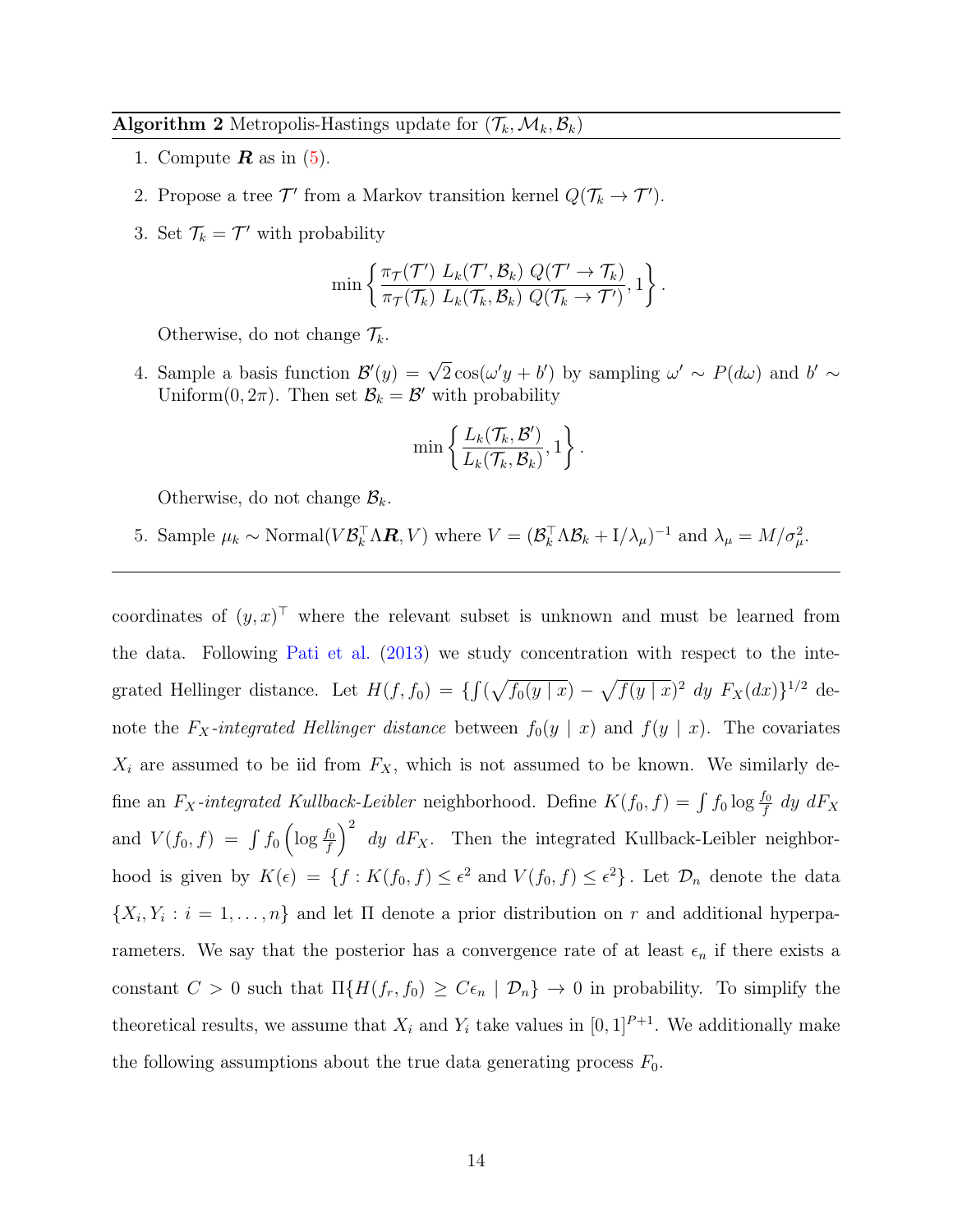**Algorithm 2** Metropolis-Hastings update for $(\mathcal{T}_k, \mathcal{M}_k, \mathcal{B}_k)$

1. Compute $\boldsymbol{R}$ as in (5).

2. Propose a tree $\mathcal{T}'$ from a Markov transition kernel $Q(\mathcal{T}_k \to \mathcal{T}')$.

3. Set $\mathcal{T}_k = \mathcal{T}'$ with probability

$$\min\left\{\frac{\pi_{\mathcal{T}}(\mathcal{T}')\ L_k(\mathcal{T}', \mathcal{B}_k)\ Q(\mathcal{T}' \to \mathcal{T}_k)}{\pi_{\mathcal{T}}(\mathcal{T}_k)\ L_k(\mathcal{T}_k, \mathcal{B}_k)\ Q(\mathcal{T}_k \to \mathcal{T}')}, 1\right\}.$$

   Otherwise, do not change $\mathcal{T}_k$.

4. Sample a basis function $\mathcal{B}'(y) = \sqrt{2}\cos(\omega' y + b')$ by sampling $\omega' \sim P(d\omega)$ and $b' \sim \text{Uniform}(0, 2\pi)$. Then set $\mathcal{B}_k = \mathcal{B}'$ with probability

$$\min\left\{\frac{L_k(\mathcal{T}_k, \mathcal{B}')}{L_k(\mathcal{T}_k, \mathcal{B}_k)}, 1\right\}.$$

   Otherwise, do not change $\mathcal{B}_k$.

5. Sample $\mu_k \sim \text{Normal}(V\mathcal{B}_k^\top \Lambda \boldsymbol{R}, V)$ where $V = (\mathcal{B}_k^\top \Lambda \mathcal{B}_k + \mathrm{I}/\lambda_\mu)^{-1}$ and $\lambda_\mu = M/\sigma_\mu^2$.

---

coordinates of $(y, x)^\top$ where the relevant subset is unknown and must be learned from the data. Following Pati et al. (2013) we study concentration with respect to the integrated Hellinger distance. Let $H(f, f_0) = \{\int(\sqrt{f_0(y \mid x)} - \sqrt{f(y \mid x)})^2\ dy\ F_X(dx)\}^{1/2}$ denote the $F_X$*-integrated Hellinger distance* between $f_0(y \mid x)$ and $f(y \mid x)$. The covariates $X_i$ are assumed to be iid from $F_X$, which is not assumed to be known. We similarly define an $F_X$*-integrated Kullback-Leibler* neighborhood. Define $K(f_0, f) = \int f_0 \log \frac{f_0}{f}\ dy\ dF_X$ and $V(f_0, f) = \int f_0 \left(\log \frac{f_0}{f}\right)^2\ dy\ dF_X$. Then the integrated Kullback-Leibler neighborhood is given by $K(\epsilon) = \{f : K(f_0, f) \le \epsilon^2 \text{ and } V(f_0, f) \le \epsilon^2\}$. Let $\mathcal{D}_n$ denote the data $\{X_i, Y_i : i = 1, \dots, n\}$ and let $\Pi$ denote a prior distribution on $r$ and additional hyperparameters. We say that the posterior has a convergence rate of at least $\epsilon_n$ if there exists a constant $C > 0$ such that $\Pi\{H(f_r, f_0) \ge C\epsilon_n \mid \mathcal{D}_n\} \to 0$ in probability. To simplify the theoretical results, we assume that $X_i$ and $Y_i$ take values in $[0, 1]^{P+1}$. We additionally make the following assumptions about the true data generating process $F_0$.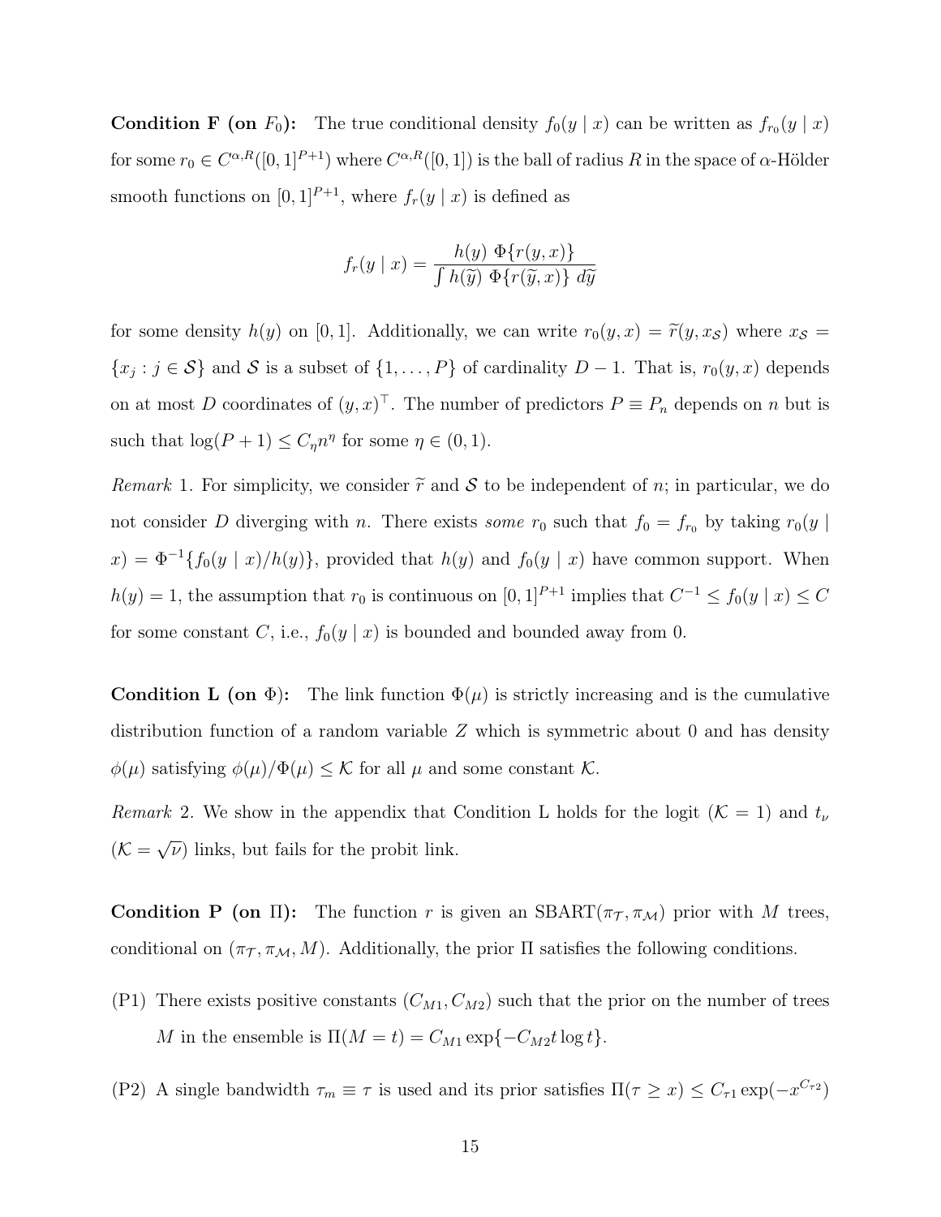**Condition F (on $F_0$):** The true conditional density $f_0(y \mid x)$ can be written as $f_{r_0}(y \mid x)$ for some $r_0 \in C^{\alpha,R}([0,1]^{P+1})$ where $C^{\alpha,R}([0,1])$ is the ball of radius $R$ in the space of $\alpha$-Hölder smooth functions on $[0,1]^{P+1}$, where $f_r(y \mid x)$ is defined as

$$f_r(y \mid x) = \frac{h(y)\ \Phi\{r(y,x)\}}{\int h(\widetilde{y})\ \Phi\{r(\widetilde{y},x)\}\ d\widetilde{y}}$$

for some density $h(y)$ on $[0,1]$. Additionally, we can write $r_0(y,x) = \widetilde{r}(y, x_{\mathcal{S}})$ where $x_{\mathcal{S}} = \{x_j : j \in \mathcal{S}\}$ and $\mathcal{S}$ is a subset of $\{1,\ldots,P\}$ of cardinality $D-1$. That is, $r_0(y,x)$ depends on at most $D$ coordinates of $(y,x)^\top$. The number of predictors $P \equiv P_n$ depends on $n$ but is such that $\log(P+1) \le C_\eta n^\eta$ for some $\eta \in (0,1)$.

*Remark* 1. For simplicity, we consider $\widetilde{r}$ and $\mathcal{S}$ to be independent of $n$; in particular, we do not consider $D$ diverging with $n$. There exists *some* $r_0$ such that $f_0 = f_{r_0}$ by taking $r_0(y \mid x) = \Phi^{-1}\{f_0(y \mid x)/h(y)\}$, provided that $h(y)$ and $f_0(y \mid x)$ have common support. When $h(y) = 1$, the assumption that $r_0$ is continuous on $[0,1]^{P+1}$ implies that $C^{-1} \le f_0(y \mid x) \le C$ for some constant $C$, i.e., $f_0(y \mid x)$ is bounded and bounded away from 0.

**Condition L (on $\Phi$):** The link function $\Phi(\mu)$ is strictly increasing and is the cumulative distribution function of a random variable $Z$ which is symmetric about 0 and has density $\phi(\mu)$ satisfying $\phi(\mu)/\Phi(\mu) \le \mathcal{K}$ for all $\mu$ and some constant $\mathcal{K}$.

*Remark* 2. We show in the appendix that Condition L holds for the logit ($\mathcal{K} = 1$) and $t_\nu$ ($\mathcal{K} = \sqrt{\nu}$) links, but fails for the probit link.

**Condition P (on $\Pi$):** The function $r$ is given an SBART($\pi_{\mathcal{T}}, \pi_{\mathcal{M}}$) prior with $M$ trees, conditional on $(\pi_{\mathcal{T}}, \pi_{\mathcal{M}}, M)$. Additionally, the prior $\Pi$ satisfies the following conditions.

(P1) There exists positive constants $(C_{M1}, C_{M2})$ such that the prior on the number of trees $M$ in the ensemble is $\Pi(M = t) = C_{M1} \exp\{-C_{M2} t \log t\}$.

(P2) A single bandwidth $\tau_m \equiv \tau$ is used and its prior satisfies $\Pi(\tau \ge x) \le C_{\tau 1} \exp(-x^{C_{\tau 2}})$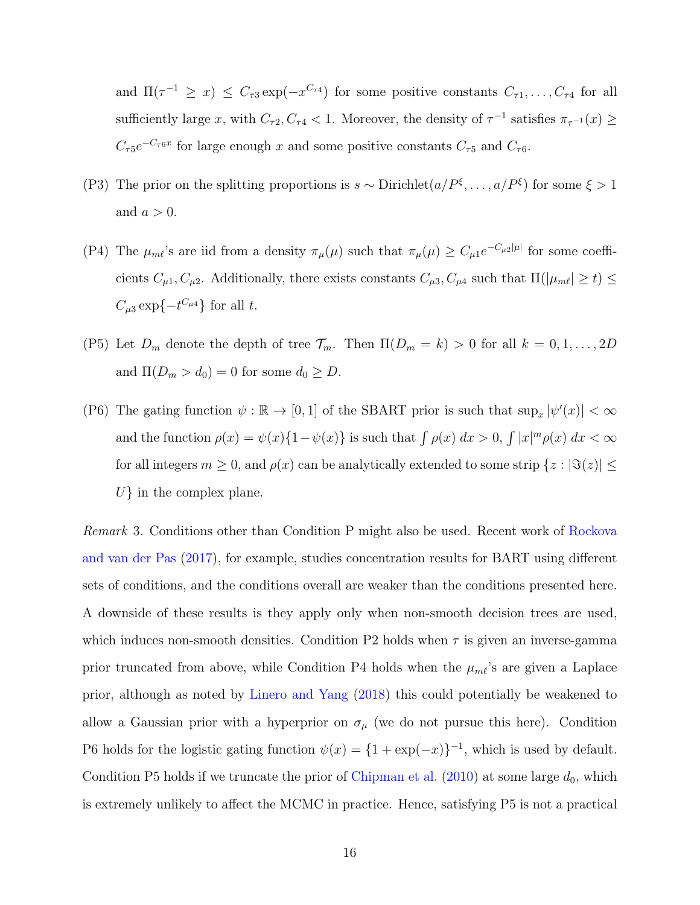and $\Pi(\tau^{-1} \geq x) \leq C_{\tau 3} \exp(-x^{C_{\tau 4}})$ for some positive constants $C_{\tau 1}, \ldots, C_{\tau 4}$ for all sufficiently large $x$, with $C_{\tau 2}, C_{\tau 4} < 1$. Moreover, the density of $\tau^{-1}$ satisfies $\pi_{\tau^{-1}}(x) \geq C_{\tau 5} e^{-C_{\tau 6} x}$ for large enough $x$ and some positive constants $C_{\tau 5}$ and $C_{\tau 6}$.

(P3) The prior on the splitting proportions is $s \sim \text{Dirichlet}(a/P^{\xi}, \ldots, a/P^{\xi})$ for some $\xi > 1$ and $a > 0$.

(P4) The $\mu_{m\ell}$'s are iid from a density $\pi_{\mu}(\mu)$ such that $\pi_{\mu}(\mu) \geq C_{\mu 1} e^{-C_{\mu 2}|\mu|}$ for some coefficients $C_{\mu 1}, C_{\mu 2}$. Additionally, there exists constants $C_{\mu 3}, C_{\mu 4}$ such that $\Pi(|\mu_{m\ell}| \geq t) \leq C_{\mu 3} \exp\{-t^{C_{\mu 4}}\}$ for all $t$.

(P5) Let $D_m$ denote the depth of tree $\mathcal{T}_m$. Then $\Pi(D_m = k) > 0$ for all $k = 0, 1, \ldots, 2D$ and $\Pi(D_m > d_0) = 0$ for some $d_0 \geq D$.

(P6) The gating function $\psi : \mathbb{R} \to [0, 1]$ of the SBART prior is such that $\sup_x |\psi'(x)| < \infty$ and the function $\rho(x) = \psi(x)\{1 - \psi(x)\}$ is such that $\int \rho(x) \, dx > 0$, $\int |x|^m \rho(x) \, dx < \infty$ for all integers $m \geq 0$, and $\rho(x)$ can be analytically extended to some strip $\{z : |\Im(z)| \leq U\}$ in the complex plane.

*Remark* 3. Conditions other than Condition P might also be used. Recent work of Rockova and van der Pas (2017), for example, studies concentration results for BART using different sets of conditions, and the conditions overall are weaker than the conditions presented here. A downside of these results is they apply only when non-smooth decision trees are used, which induces non-smooth densities. Condition P2 holds when $\tau$ is given an inverse-gamma prior truncated from above, while Condition P4 holds when the $\mu_{m\ell}$'s are given a Laplace prior, although as noted by Linero and Yang (2018) this could potentially be weakened to allow a Gaussian prior with a hyperprior on $\sigma_{\mu}$ (we do not pursue this here). Condition P6 holds for the logistic gating function $\psi(x) = \{1 + \exp(-x)\}^{-1}$, which is used by default. Condition P5 holds if we truncate the prior of Chipman et al. (2010) at some large $d_0$, which is extremely unlikely to affect the MCMC in practice. Hence, satisfying P5 is not a practical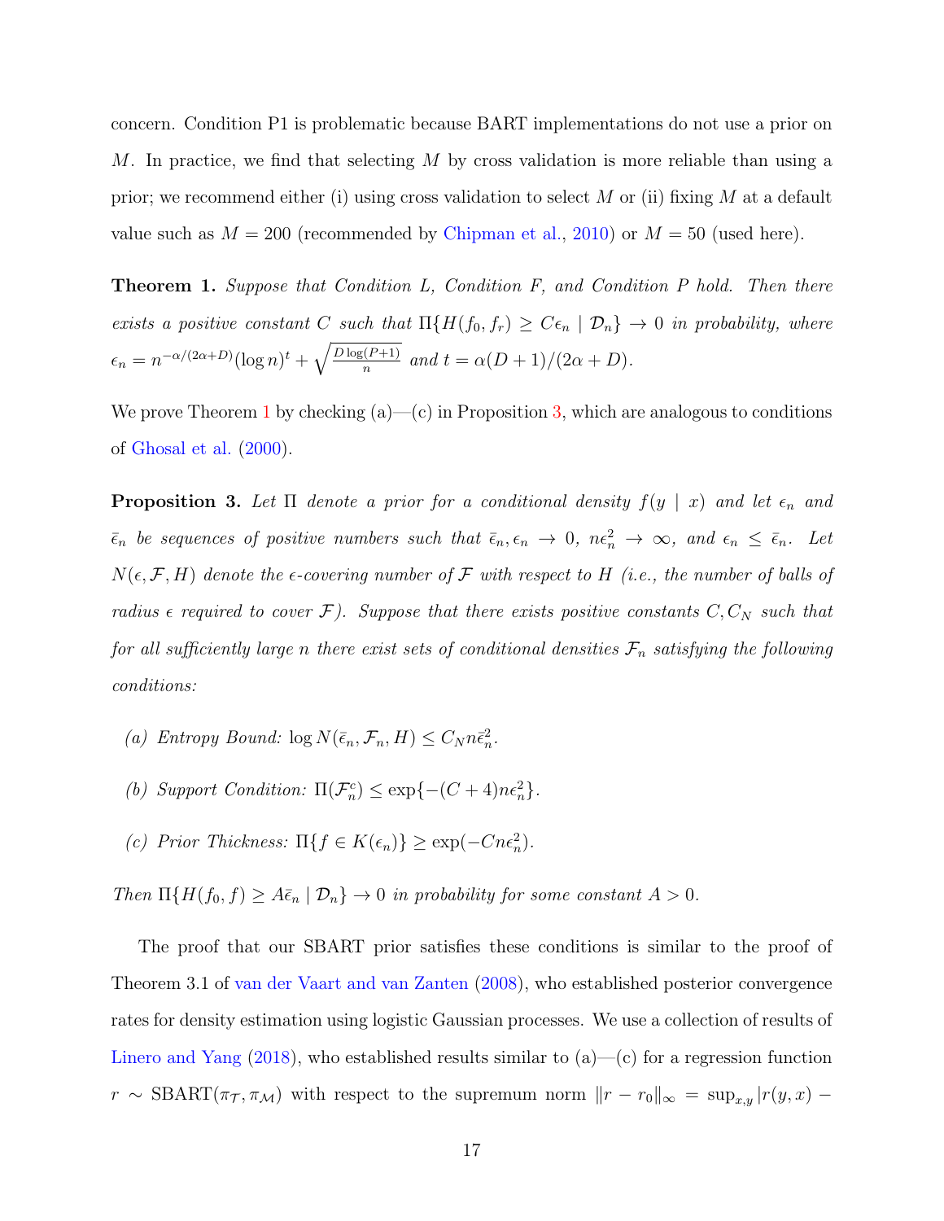concern. Condition P1 is problematic because BART implementations do not use a prior on $M$. In practice, we find that selecting $M$ by cross validation is more reliable than using a prior; we recommend either (i) using cross validation to select $M$ or (ii) fixing $M$ at a default value such as $M = 200$ (recommended by Chipman et al., 2010) or $M = 50$ (used here).

**Theorem 1.** *Suppose that Condition L, Condition F, and Condition P hold. Then there exists a positive constant $C$ such that $\Pi\{H(f_0, f_r) \geq C\epsilon_n \mid \mathcal{D}_n\} \to 0$ in probability, where $\epsilon_n = n^{-\alpha/(2\alpha+D)}(\log n)^t + \sqrt{\frac{D\log(P+1)}{n}}$ and $t = \alpha(D+1)/(2\alpha + D)$.*

We prove Theorem 1 by checking (a)—(c) in Proposition 3, which are analogous to conditions of Ghosal et al. (2000).

**Proposition 3.** *Let $\Pi$ denote a prior for a conditional density $f(y \mid x)$ and let $\epsilon_n$ and $\bar{\epsilon}_n$ be sequences of positive numbers such that $\bar{\epsilon}_n, \epsilon_n \to 0$, $n\epsilon_n^2 \to \infty$, and $\epsilon_n \leq \bar{\epsilon}_n$. Let $N(\epsilon, \mathcal{F}, H)$ denote the $\epsilon$-covering number of $\mathcal{F}$ with respect to $H$ (i.e., the number of balls of radius $\epsilon$ required to cover $\mathcal{F}$). Suppose that there exists positive constants $C, C_N$ such that for all sufficiently large $n$ there exist sets of conditional densities $\mathcal{F}_n$ satisfying the following conditions:*

*(a) Entropy Bound: $\log N(\bar{\epsilon}_n, \mathcal{F}_n, H) \leq C_N n\bar{\epsilon}_n^2$.*

*(b) Support Condition: $\Pi(\mathcal{F}_n^c) \leq \exp\{-(C+4)n\epsilon_n^2\}$.*

*(c) Prior Thickness: $\Pi\{f \in K(\epsilon_n)\} \geq \exp(-Cn\epsilon_n^2)$.*

*Then $\Pi\{H(f_0, f) \geq A\bar{\epsilon}_n \mid \mathcal{D}_n\} \to 0$ in probability for some constant $A > 0$.*

The proof that our SBART prior satisfies these conditions is similar to the proof of Theorem 3.1 of van der Vaart and van Zanten (2008), who established posterior convergence rates for density estimation using logistic Gaussian processes. We use a collection of results of Linero and Yang (2018), who established results similar to (a)—(c) for a regression function $r \sim \text{SBART}(\pi_{\mathcal{T}}, \pi_{\mathcal{M}})$ with respect to the supremum norm $\|r - r_0\|_\infty = \sup_{x,y} |r(y, x) -$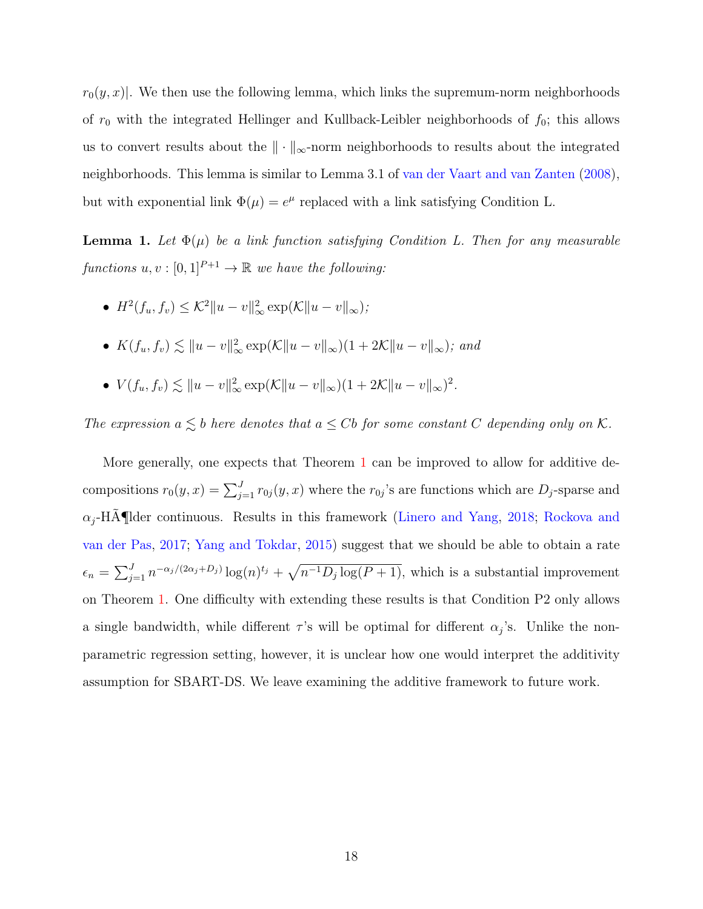$r_0(y, x)|$. We then use the following lemma, which links the supremum-norm neighborhoods of $r_0$ with the integrated Hellinger and Kullback-Leibler neighborhoods of $f_0$; this allows us to convert results about the $\|\cdot\|_\infty$-norm neighborhoods to results about the integrated neighborhoods. This lemma is similar to Lemma 3.1 of van der Vaart and van Zanten (2008), but with exponential link $\Phi(\mu) = e^\mu$ replaced with a link satisfying Condition L.

**Lemma 1.** *Let $\Phi(\mu)$ be a link function satisfying Condition L. Then for any measurable functions $u, v : [0, 1]^{P+1} \to \mathbb{R}$ we have the following:*

- $H^2(f_u, f_v) \le \mathcal{K}^2 \|u - v\|_\infty^2 \exp(\mathcal{K}\|u - v\|_\infty)$;
- $K(f_u, f_v) \lesssim \|u - v\|_\infty^2 \exp(\mathcal{K}\|u - v\|_\infty)(1 + 2\mathcal{K}\|u - v\|_\infty)$; *and*
- $V(f_u, f_v) \lesssim \|u - v\|_\infty^2 \exp(\mathcal{K}\|u - v\|_\infty)(1 + 2\mathcal{K}\|u - v\|_\infty)^2$.

*The expression $a \lesssim b$ here denotes that $a \le Cb$ for some constant $C$ depending only on $\mathcal{K}$.*

More generally, one expects that Theorem 1 can be improved to allow for additive decompositions $r_0(y, x) = \sum_{j=1}^J r_{0j}(y, x)$ where the $r_{0j}$'s are functions which are $D_j$-sparse and $\alpha_j$-HÃ¶lder continuous. Results in this framework (Linero and Yang, 2018; Rockova and van der Pas, 2017; Yang and Tokdar, 2015) suggest that we should be able to obtain a rate $\epsilon_n = \sum_{j=1}^J n^{-\alpha_j/(2\alpha_j + D_j)} \log(n)^{t_j} + \sqrt{n^{-1} D_j \log(P + 1)}$, which is a substantial improvement on Theorem 1. One difficulty with extending these results is that Condition P2 only allows a single bandwidth, while different $\tau$'s will be optimal for different $\alpha_j$'s. Unlike the nonparametric regression setting, however, it is unclear how one would interpret the additivity assumption for SBART-DS. We leave examining the additive framework to future work.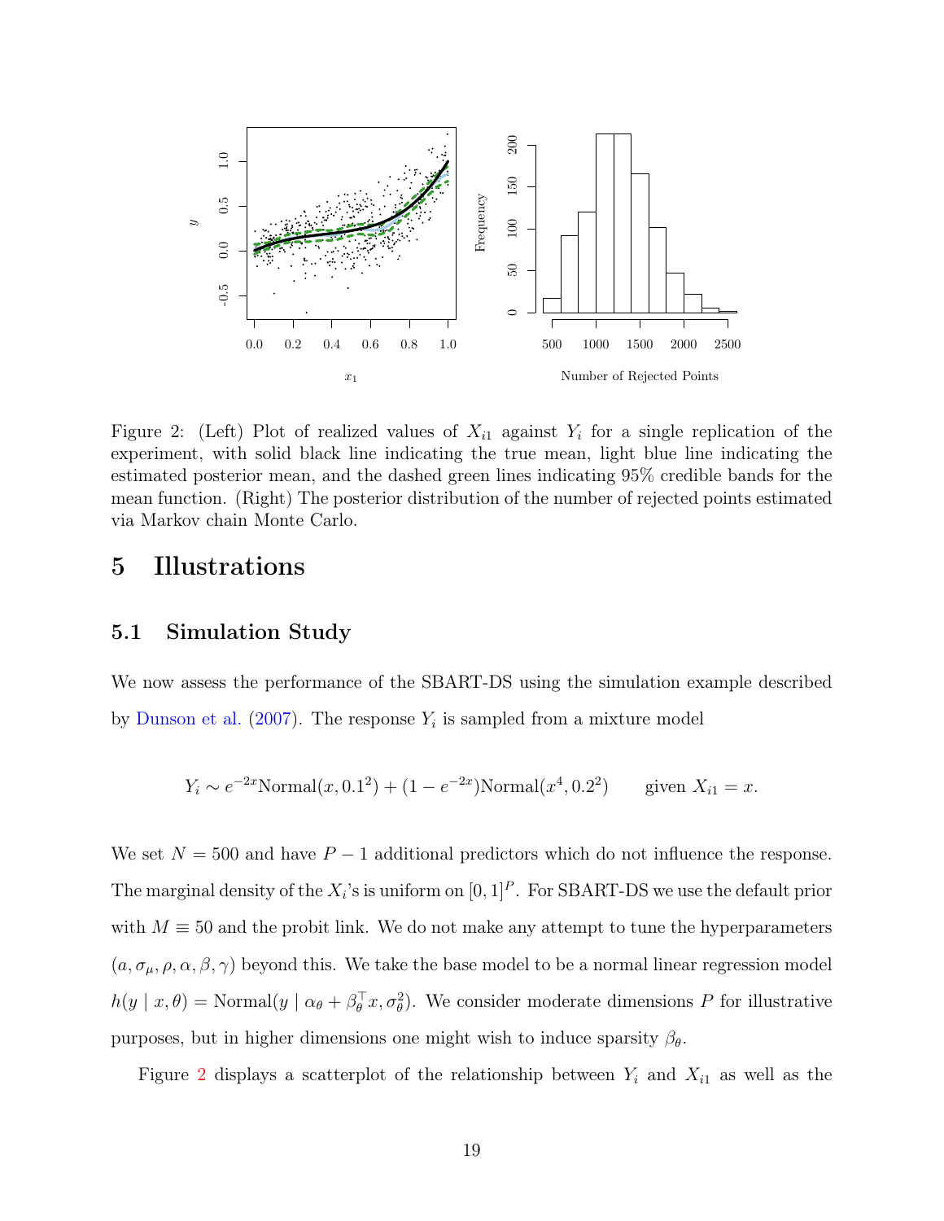Figure 2: (Left) Plot of realized values of $X_{i1}$ against $Y_i$ for a single replication of the experiment, with solid black line indicating the true mean, light blue line indicating the estimated posterior mean, and the dashed green lines indicating 95% credible bands for the mean function. (Right) The posterior distribution of the number of rejected points estimated via Markov chain Monte Carlo.

# 5 Illustrations

## 5.1 Simulation Study

We now assess the performance of the SBART-DS using the simulation example described by Dunson et al. (2007). The response $Y_i$ is sampled from a mixture model

$$Y_i \sim e^{-2x}\text{Normal}(x, 0.1^2) + (1 - e^{-2x})\text{Normal}(x^4, 0.2^2) \qquad \text{given } X_{i1} = x.$$

We set $N = 500$ and have $P - 1$ additional predictors which do not influence the response. The marginal density of the $X_i$'s is uniform on $[0,1]^P$. For SBART-DS we use the default prior with $M \equiv 50$ and the probit link. We do not make any attempt to tune the hyperparameters $(a, \sigma_\mu, \rho, \alpha, \beta, \gamma)$ beyond this. We take the base model to be a normal linear regression model $h(y \mid x, \theta) = \text{Normal}(y \mid \alpha_\theta + \beta_\theta^\top x, \sigma_\theta^2)$. We consider moderate dimensions $P$ for illustrative purposes, but in higher dimensions one might wish to induce sparsity $\beta_\theta$.

Figure 2 displays a scatterplot of the relationship between $Y_i$ and $X_{i1}$ as well as the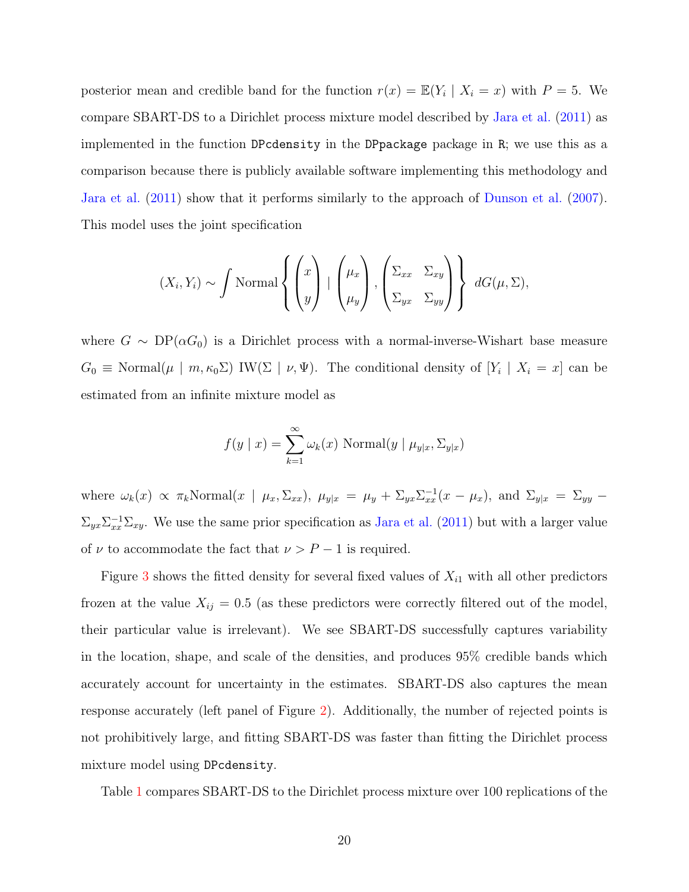posterior mean and credible band for the function $r(x) = \mathbb{E}(Y_i \mid X_i = x)$ with $P = 5$. We compare SBART-DS to a Dirichlet process mixture model described by Jara et al. (2011) as implemented in the function `DPcdensity` in the `DPpackage` package in `R`; we use this as a comparison because there is publicly available software implementing this methodology and Jara et al. (2011) show that it performs similarly to the approach of Dunson et al. (2007). This model uses the joint specification

$$(X_i, Y_i) \sim \int \text{Normal}\left\{ \begin{pmatrix} x \\ y \end{pmatrix} \mid \begin{pmatrix} \mu_x \\ \mu_y \end{pmatrix}, \begin{pmatrix} \Sigma_{xx} & \Sigma_{xy} \\ \Sigma_{yx} & \Sigma_{yy} \end{pmatrix} \right\} \, dG(\mu, \Sigma),$$

where $G \sim \text{DP}(\alpha G_0)$ is a Dirichlet process with a normal-inverse-Wishart base measure $G_0 \equiv \text{Normal}(\mu \mid m, \kappa_0 \Sigma) \; \text{IW}(\Sigma \mid \nu, \Psi)$. The conditional density of $[Y_i \mid X_i = x]$ can be estimated from an infinite mixture model as

$$f(y \mid x) = \sum_{k=1}^{\infty} \omega_k(x) \; \text{Normal}(y \mid \mu_{y|x}, \Sigma_{y|x})$$

where $\omega_k(x) \propto \pi_k \text{Normal}(x \mid \mu_x, \Sigma_{xx})$, $\mu_{y|x} = \mu_y + \Sigma_{yx}\Sigma_{xx}^{-1}(x - \mu_x)$, and $\Sigma_{y|x} = \Sigma_{yy} - \Sigma_{yx}\Sigma_{xx}^{-1}\Sigma_{xy}$. We use the same prior specification as Jara et al. (2011) but with a larger value of $\nu$ to accommodate the fact that $\nu > P - 1$ is required.

Figure 3 shows the fitted density for several fixed values of $X_{i1}$ with all other predictors frozen at the value $X_{ij} = 0.5$ (as these predictors were correctly filtered out of the model, their particular value is irrelevant). We see SBART-DS successfully captures variability in the location, shape, and scale of the densities, and produces 95% credible bands which accurately account for uncertainty in the estimates. SBART-DS also captures the mean response accurately (left panel of Figure 2). Additionally, the number of rejected points is not prohibitively large, and fitting SBART-DS was faster than fitting the Dirichlet process mixture model using `DPcdensity`.

Table 1 compares SBART-DS to the Dirichlet process mixture over 100 replications of the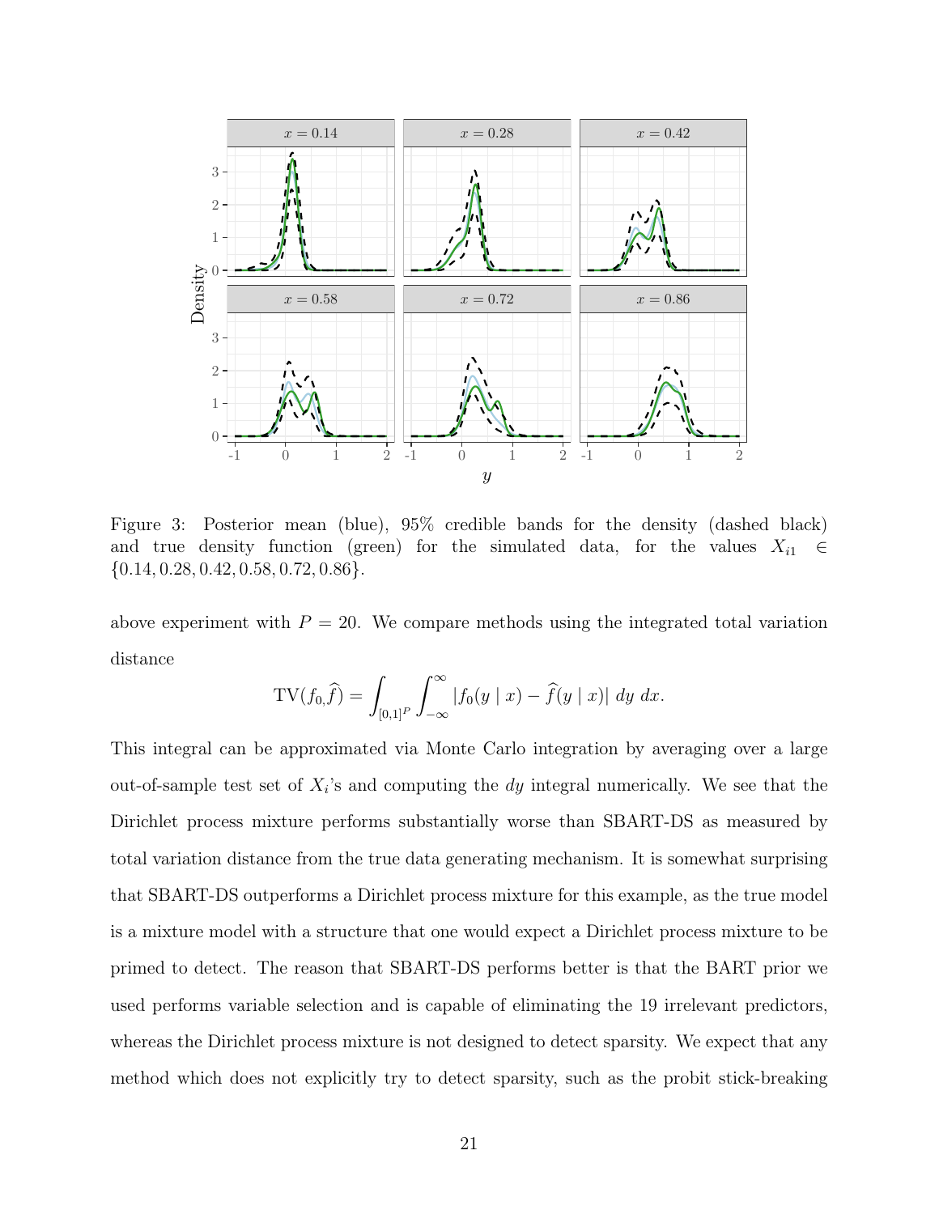Figure 3: Posterior mean (blue), 95% credible bands for the density (dashed black) and true density function (green) for the simulated data, for the values $X_{i1} \in \{0.14, 0.28, 0.42, 0.58, 0.72, 0.86\}$.

above experiment with $P = 20$. We compare methods using the integrated total variation distance

$$\text{TV}(f_0, \widehat{f}) = \int_{[0,1]^P} \int_{-\infty}^{\infty} |f_0(y \mid x) - \widehat{f}(y \mid x)| \, dy \, dx.$$

This integral can be approximated via Monte Carlo integration by averaging over a large out-of-sample test set of $X_i$'s and computing the $dy$ integral numerically. We see that the Dirichlet process mixture performs substantially worse than SBART-DS as measured by total variation distance from the true data generating mechanism. It is somewhat surprising that SBART-DS outperforms a Dirichlet process mixture for this example, as the true model is a mixture model with a structure that one would expect a Dirichlet process mixture to be primed to detect. The reason that SBART-DS performs better is that the BART prior we used performs variable selection and is capable of eliminating the 19 irrelevant predictors, whereas the Dirichlet process mixture is not designed to detect sparsity. We expect that any method which does not explicitly try to detect sparsity, such as the probit stick-breaking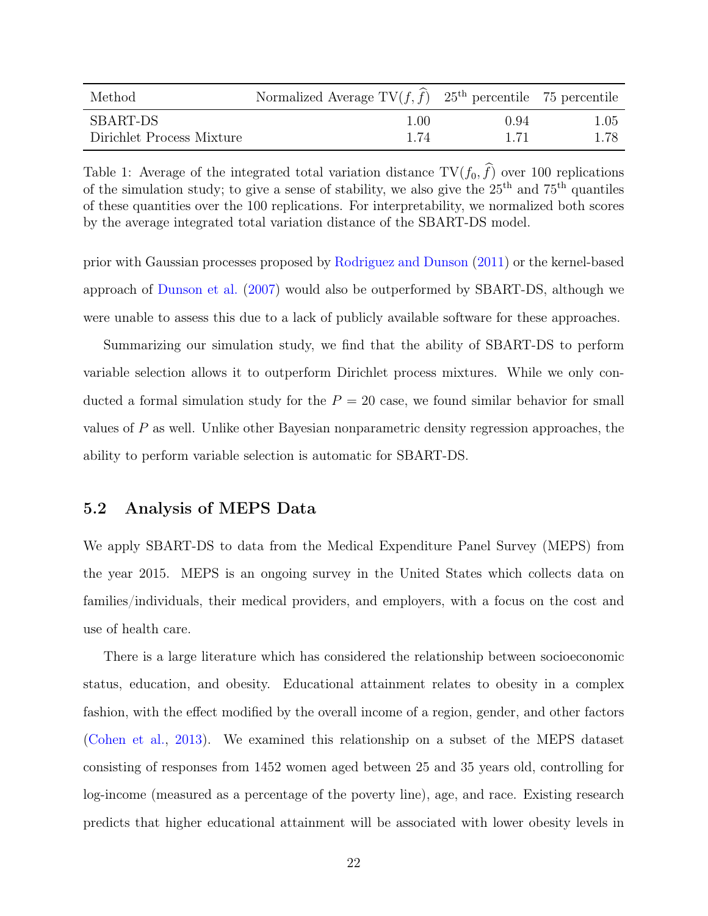| Method | Normalized Average $\mathrm{TV}(f, \widehat{f})$ | $25^{\text{th}}$ percentile | 75 percentile |
|---|---|---|---|
| SBART-DS | 1.00 | 0.94 | 1.05 |
| Dirichlet Process Mixture | 1.74 | 1.71 | 1.78 |

Table 1: Average of the integrated total variation distance $\mathrm{TV}(f_0, \widehat{f})$ over 100 replications of the simulation study; to give a sense of stability, we also give the $25^{\text{th}}$ and $75^{\text{th}}$ quantiles of these quantities over the 100 replications. For interpretability, we normalized both scores by the average integrated total variation distance of the SBART-DS model.

prior with Gaussian processes proposed by Rodriguez and Dunson (2011) or the kernel-based approach of Dunson et al. (2007) would also be outperformed by SBART-DS, although we were unable to assess this due to a lack of publicly available software for these approaches.

Summarizing our simulation study, we find that the ability of SBART-DS to perform variable selection allows it to outperform Dirichlet process mixtures. While we only conducted a formal simulation study for the $P = 20$ case, we found similar behavior for small values of $P$ as well. Unlike other Bayesian nonparametric density regression approaches, the ability to perform variable selection is automatic for SBART-DS.

## 5.2 Analysis of MEPS Data

We apply SBART-DS to data from the Medical Expenditure Panel Survey (MEPS) from the year 2015. MEPS is an ongoing survey in the United States which collects data on families/individuals, their medical providers, and employers, with a focus on the cost and use of health care.

There is a large literature which has considered the relationship between socioeconomic status, education, and obesity. Educational attainment relates to obesity in a complex fashion, with the effect modified by the overall income of a region, gender, and other factors (Cohen et al., 2013). We examined this relationship on a subset of the MEPS dataset consisting of responses from 1452 women aged between 25 and 35 years old, controlling for log-income (measured as a percentage of the poverty line), age, and race. Existing research predicts that higher educational attainment will be associated with lower obesity levels in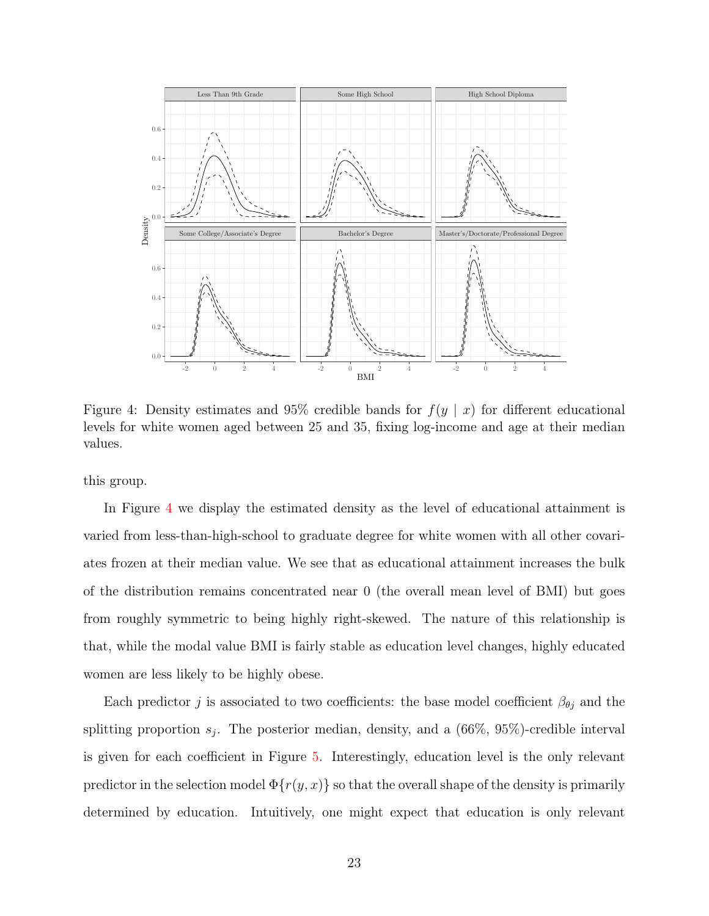Figure 4: Density estimates and 95% credible bands for $f(y \mid x)$ for different educational levels for white women aged between 25 and 35, fixing log-income and age at their median values.

this group.

In Figure 4 we display the estimated density as the level of educational attainment is varied from less-than-high-school to graduate degree for white women with all other covariates frozen at their median value. We see that as educational attainment increases the bulk of the distribution remains concentrated near 0 (the overall mean level of BMI) but goes from roughly symmetric to being highly right-skewed. The nature of this relationship is that, while the modal value BMI is fairly stable as education level changes, highly educated women are less likely to be highly obese.

Each predictor $j$ is associated to two coefficients: the base model coefficient $\beta_{\theta j}$ and the splitting proportion $s_j$. The posterior median, density, and a (66%, 95%)-credible interval is given for each coefficient in Figure 5. Interestingly, education level is the only relevant predictor in the selection model $\Phi\{r(y, x)\}$ so that the overall shape of the density is primarily determined by education. Intuitively, one might expect that education is only relevant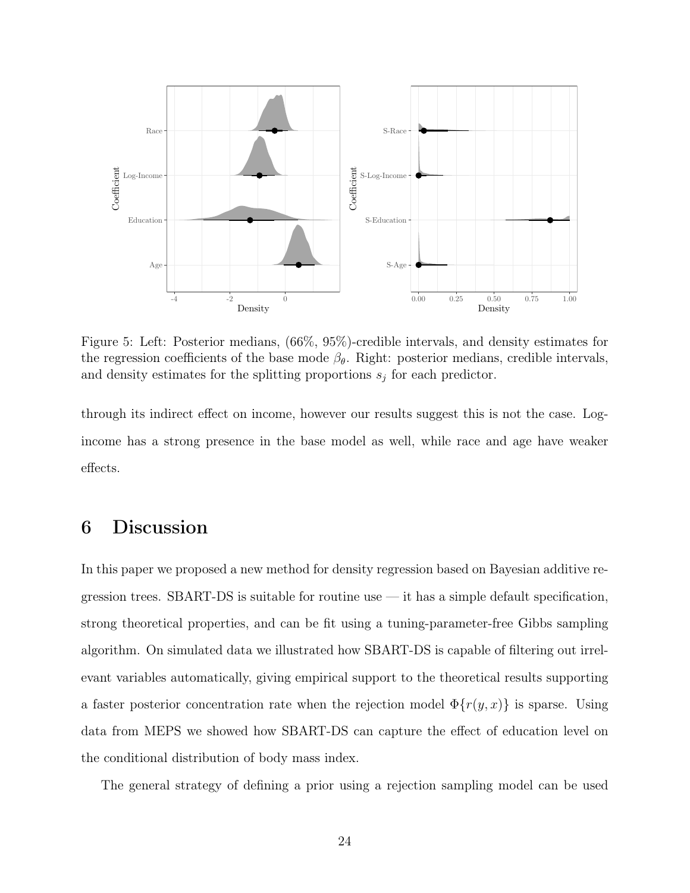Figure 5: Left: Posterior medians, (66%, 95%)-credible intervals, and density estimates for the regression coefficients of the base mode $\beta_\theta$. Right: posterior medians, credible intervals, and density estimates for the splitting proportions $s_j$ for each predictor.

through its indirect effect on income, however our results suggest this is not the case. Log-income has a strong presence in the base model as well, while race and age have weaker effects.

# 6 Discussion

In this paper we proposed a new method for density regression based on Bayesian additive regression trees. SBART-DS is suitable for routine use — it has a simple default specification, strong theoretical properties, and can be fit using a tuning-parameter-free Gibbs sampling algorithm. On simulated data we illustrated how SBART-DS is capable of filtering out irrelevant variables automatically, giving empirical support to the theoretical results supporting a faster posterior concentration rate when the rejection model $\Phi\{r(y, x)\}$ is sparse. Using data from MEPS we showed how SBART-DS can capture the effect of education level on the conditional distribution of body mass index.

The general strategy of defining a prior using a rejection sampling model can be used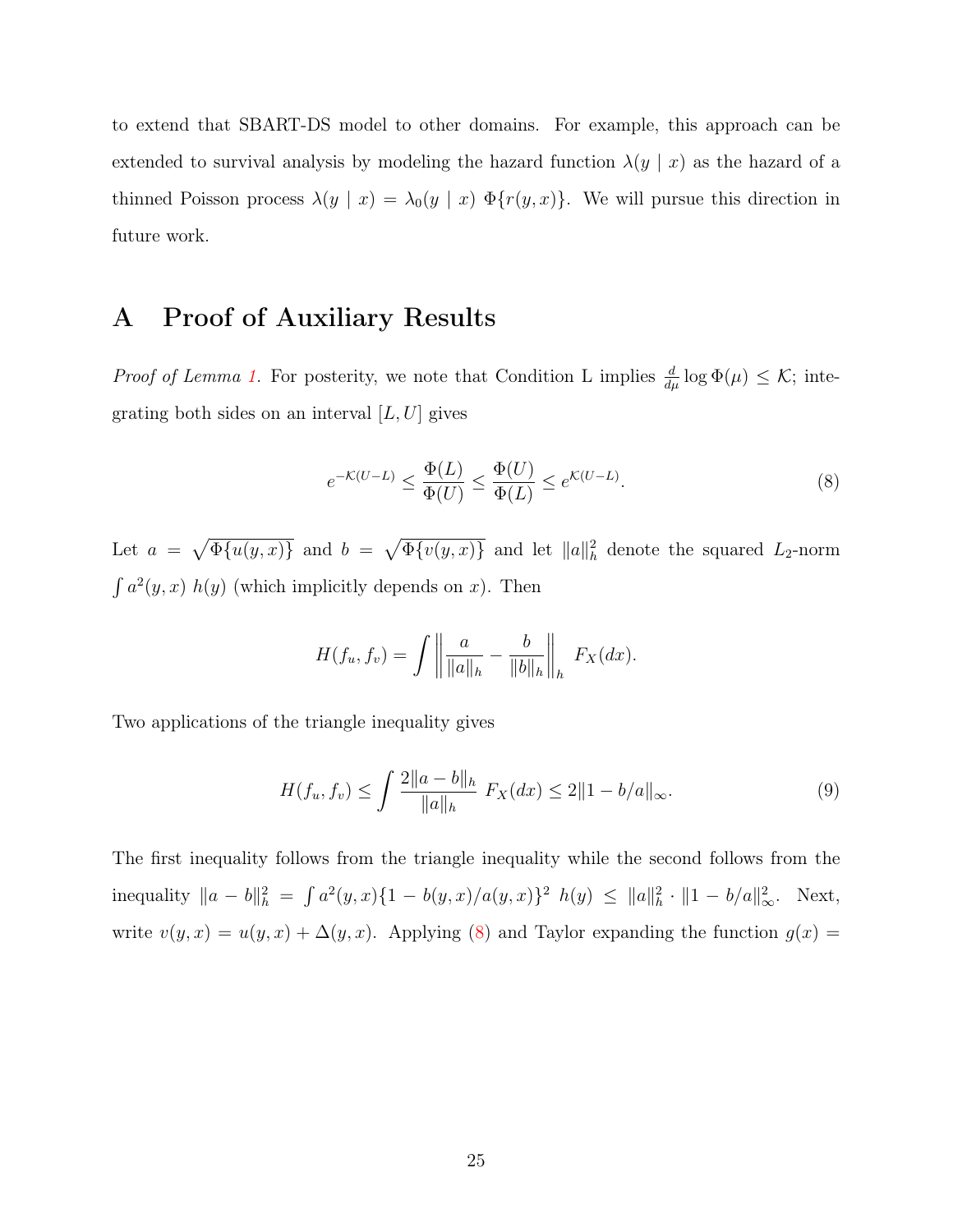to extend that SBART-DS model to other domains. For example, this approach can be extended to survival analysis by modeling the hazard function $\lambda(y \mid x)$ as the hazard of a thinned Poisson process $\lambda(y \mid x) = \lambda_0(y \mid x)\ \Phi\{r(y, x)\}$. We will pursue this direction in future work.

# A Proof of Auxiliary Results

*Proof of Lemma 1.* For posterity, we note that Condition L implies $\frac{d}{d\mu} \log \Phi(\mu) \leq \mathcal{K}$; integrating both sides on an interval $[L, U]$ gives

$$e^{-\mathcal{K}(U-L)} \leq \frac{\Phi(L)}{\Phi(U)} \leq \frac{\Phi(U)}{\Phi(L)} \leq e^{\mathcal{K}(U-L)}. \tag{8}$$

Let $a = \sqrt{\Phi\{u(y, x)\}}$ and $b = \sqrt{\Phi\{v(y, x)\}}$ and let $\|a\|_h^2$ denote the squared $L_2$-norm $\int a^2(y, x)\ h(y)$ (which implicitly depends on $x$). Then

$$H(f_u, f_v) = \int \left\| \frac{a}{\|a\|_h} - \frac{b}{\|b\|_h} \right\|_h \ F_X(dx).$$

Two applications of the triangle inequality gives

$$H(f_u, f_v) \leq \int \frac{2\|a - b\|_h}{\|a\|_h} \ F_X(dx) \leq 2\|1 - b/a\|_\infty. \tag{9}$$

The first inequality follows from the triangle inequality while the second follows from the inequality $\|a - b\|_h^2 = \int a^2(y, x)\{1 - b(y, x)/a(y, x)\}^2 \ h(y) \leq \|a\|_h^2 \cdot \|1 - b/a\|_\infty^2$. Next, write $v(y, x) = u(y, x) + \Delta(y, x)$. Applying (8) and Taylor expanding the function $g(x) =$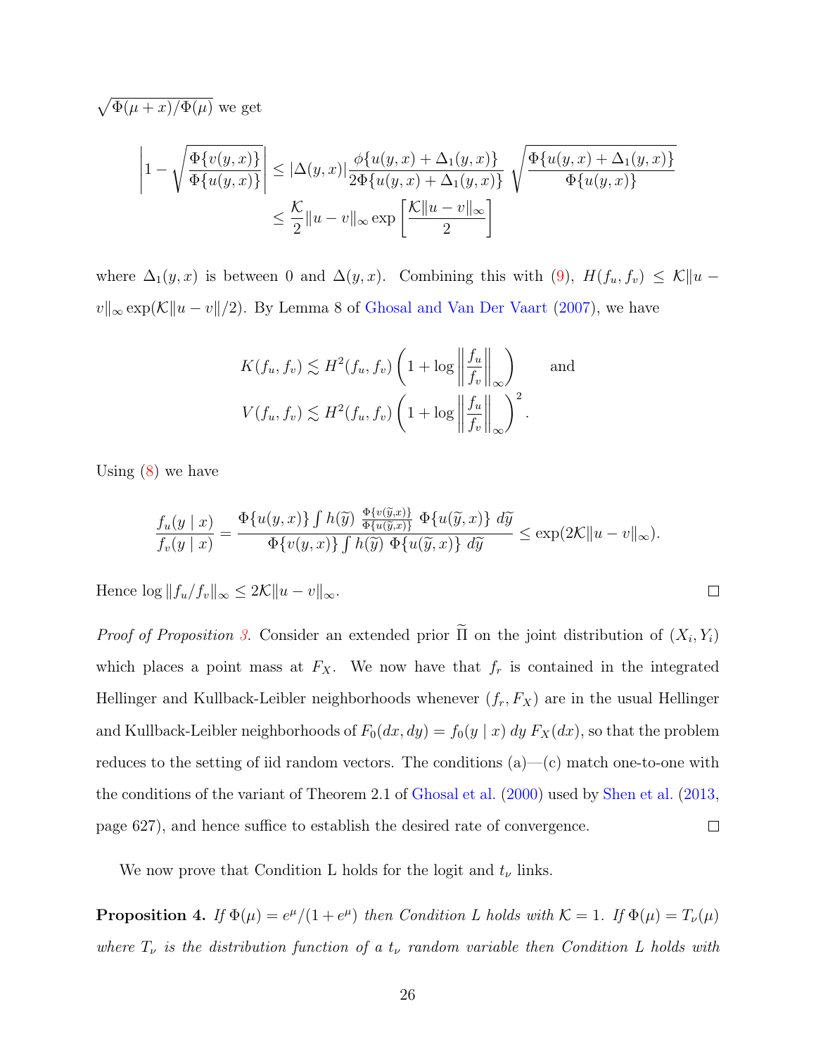$\sqrt{\Phi(\mu + x)/\Phi(\mu)}$ we get

$$
\begin{aligned}
\left| 1 - \sqrt{\frac{\Phi\{v(y,x)\}}{\Phi\{u(y,x)\}}} \right| &\le |\Delta(y,x)| \frac{\phi\{u(y,x) + \Delta_1(y,x)\}}{2\Phi\{u(y,x) + \Delta_1(y,x)\}} \sqrt{\frac{\Phi\{u(y,x) + \Delta_1(y,x)\}}{\Phi\{u(y,x)\}}} \\
&\le \frac{\mathcal{K}}{2} \|u - v\|_\infty \exp\left[ \frac{\mathcal{K}\|u - v\|_\infty}{2} \right]
\end{aligned}
$$

where $\Delta_1(y,x)$ is between 0 and $\Delta(y,x)$. Combining this with (9), $H(f_u, f_v) \le \mathcal{K}\|u - v\|_\infty \exp(\mathcal{K}\|u - v\|/2)$. By Lemma 8 of Ghosal and Van Der Vaart (2007), we have

$$
\begin{aligned}
K(f_u, f_v) &\lesssim H^2(f_u, f_v) \left( 1 + \log \left\| \frac{f_u}{f_v} \right\|_\infty \right) \qquad \text{and} \\
V(f_u, f_v) &\lesssim H^2(f_u, f_v) \left( 1 + \log \left\| \frac{f_u}{f_v} \right\|_\infty \right)^2.
\end{aligned}
$$

Using (8) we have

$$
\frac{f_u(y \mid x)}{f_v(y \mid x)} = \frac{\Phi\{u(y,x)\} \int h(\widetilde{y}) \, \frac{\Phi\{v(\widetilde{y},x)\}}{\Phi\{u(\widetilde{y},x)\}} \, \Phi\{u(\widetilde{y},x)\} \, d\widetilde{y}}{\Phi\{v(y,x)\} \int h(\widetilde{y}) \, \Phi\{u(\widetilde{y},x)\} \, d\widetilde{y}} \le \exp(2\mathcal{K}\|u - v\|_\infty).
$$

Hence $\log \|f_u/f_v\|_\infty \le 2\mathcal{K}\|u - v\|_\infty$. □

*Proof of Proposition 3.* Consider an extended prior $\widetilde{\Pi}$ on the joint distribution of $(X_i, Y_i)$ which places a point mass at $F_X$. We now have that $f_r$ is contained in the integrated Hellinger and Kullback-Leibler neighborhoods whenever $(f_r, F_X)$ are in the usual Hellinger and Kullback-Leibler neighborhoods of $F_0(dx, dy) = f_0(y \mid x) \, dy \, F_X(dx)$, so that the problem reduces to the setting of iid random vectors. The conditions (a)—(c) match one-to-one with the conditions of the variant of Theorem 2.1 of Ghosal et al. (2000) used by Shen et al. (2013, page 627), and hence suffice to establish the desired rate of convergence. □

We now prove that Condition L holds for the logit and $t_\nu$ links.

**Proposition 4.** *If $\Phi(\mu) = e^\mu/(1 + e^\mu)$ then Condition L holds with $\mathcal{K} = 1$. If $\Phi(\mu) = T_\nu(\mu)$ where $T_\nu$ is the distribution function of a $t_\nu$ random variable then Condition L holds with*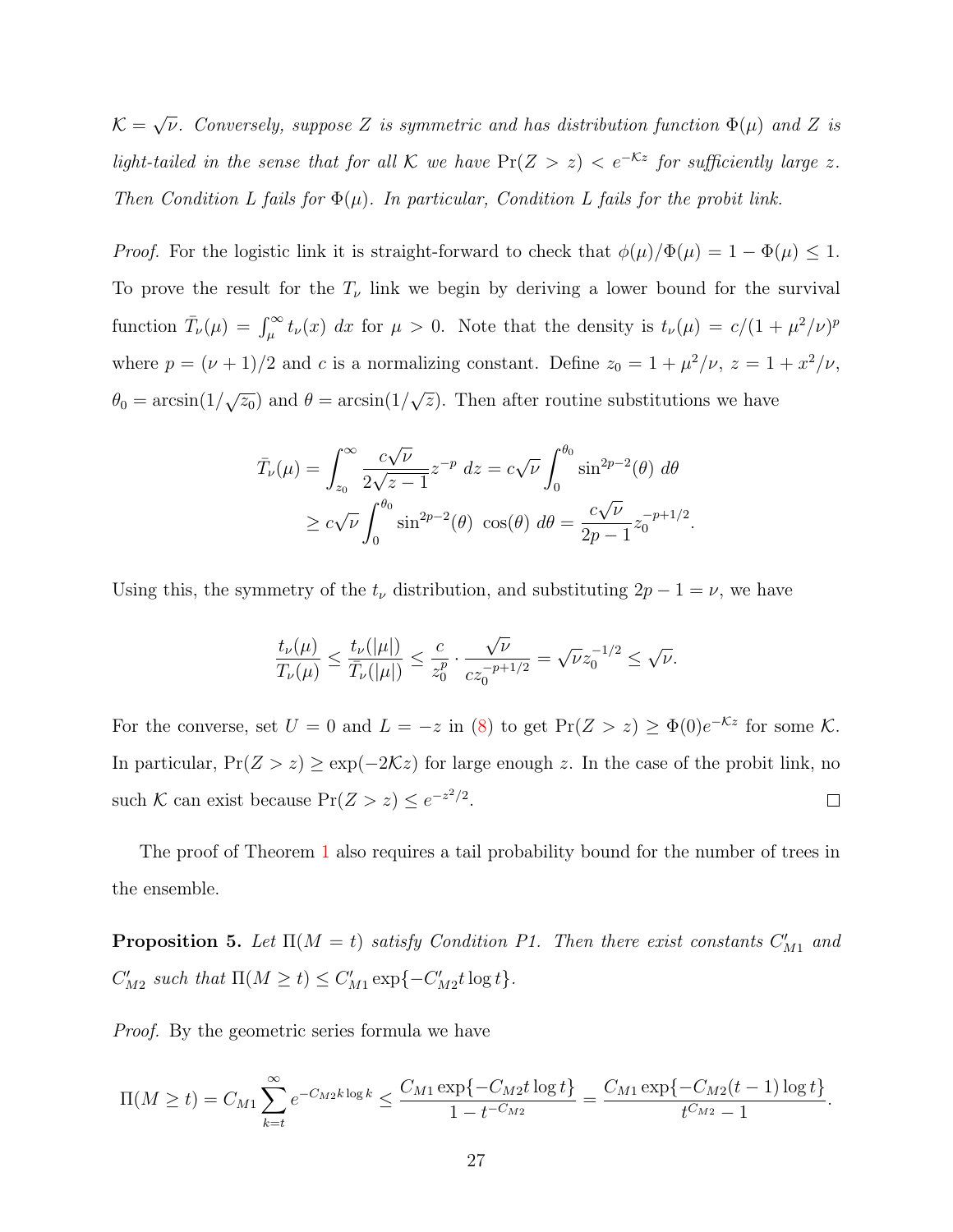$\mathcal{K} = \sqrt{\nu}$. *Conversely, suppose $Z$ is symmetric and has distribution function $\Phi(\mu)$ and $Z$ is light-tailed in the sense that for all $\mathcal{K}$ we have $\Pr(Z > z) < e^{-\mathcal{K}z}$ for sufficiently large $z$. Then Condition L fails for $\Phi(\mu)$. In particular, Condition L fails for the probit link.*

*Proof.* For the logistic link it is straight-forward to check that $\phi(\mu)/\Phi(\mu) = 1 - \Phi(\mu) \leq 1$. To prove the result for the $T_\nu$ link we begin by deriving a lower bound for the survival function $\bar{T}_\nu(\mu) = \int_\mu^\infty t_\nu(x)\ dx$ for $\mu > 0$. Note that the density is $t_\nu(\mu) = c/(1 + \mu^2/\nu)^p$ where $p = (\nu + 1)/2$ and $c$ is a normalizing constant. Define $z_0 = 1 + \mu^2/\nu$, $z = 1 + x^2/\nu$, $\theta_0 = \arcsin(1/\sqrt{z_0})$ and $\theta = \arcsin(1/\sqrt{z})$. Then after routine substitutions we have

$$
\begin{aligned}
\bar{T}_\nu(\mu) &= \int_{z_0}^\infty \frac{c\sqrt{\nu}}{2\sqrt{z-1}} z^{-p}\ dz = c\sqrt{\nu} \int_0^{\theta_0} \sin^{2p-2}(\theta)\ d\theta \\
&\geq c\sqrt{\nu} \int_0^{\theta_0} \sin^{2p-2}(\theta)\ \cos(\theta)\ d\theta = \frac{c\sqrt{\nu}}{2p-1} z_0^{-p+1/2}.
\end{aligned}
$$

Using this, the symmetry of the $t_\nu$ distribution, and substituting $2p - 1 = \nu$, we have

$$
\frac{t_\nu(\mu)}{T_\nu(\mu)} \leq \frac{t_\nu(|\mu|)}{\bar{T}_\nu(|\mu|)} \leq \frac{c}{z_0^p} \cdot \frac{\sqrt{\nu}}{c z_0^{-p+1/2}} = \sqrt{\nu} z_0^{-1/2} \leq \sqrt{\nu}.
$$

For the converse, set $U = 0$ and $L = -z$ in (8) to get $\Pr(Z > z) \geq \Phi(0) e^{-\mathcal{K}z}$ for some $\mathcal{K}$. In particular, $\Pr(Z > z) \geq \exp(-2\mathcal{K}z)$ for large enough $z$. In the case of the probit link, no such $\mathcal{K}$ can exist because $\Pr(Z > z) \leq e^{-z^2/2}$. $\square$

The proof of Theorem 1 also requires a tail probability bound for the number of trees in the ensemble.

**Proposition 5.** *Let $\Pi(M = t)$ satisfy Condition P1. Then there exist constants $C'_{M1}$ and $C'_{M2}$ such that $\Pi(M \geq t) \leq C'_{M1} \exp\{-C'_{M2} t \log t\}$.*

*Proof.* By the geometric series formula we have

$$
\Pi(M \geq t) = C_{M1} \sum_{k=t}^\infty e^{-C_{M2} k \log k} \leq \frac{C_{M1} \exp\{-C_{M2} t \log t\}}{1 - t^{-C_{M2}}} = \frac{C_{M1} \exp\{-C_{M2}(t-1) \log t\}}{t^{C_{M2}} - 1}.
$$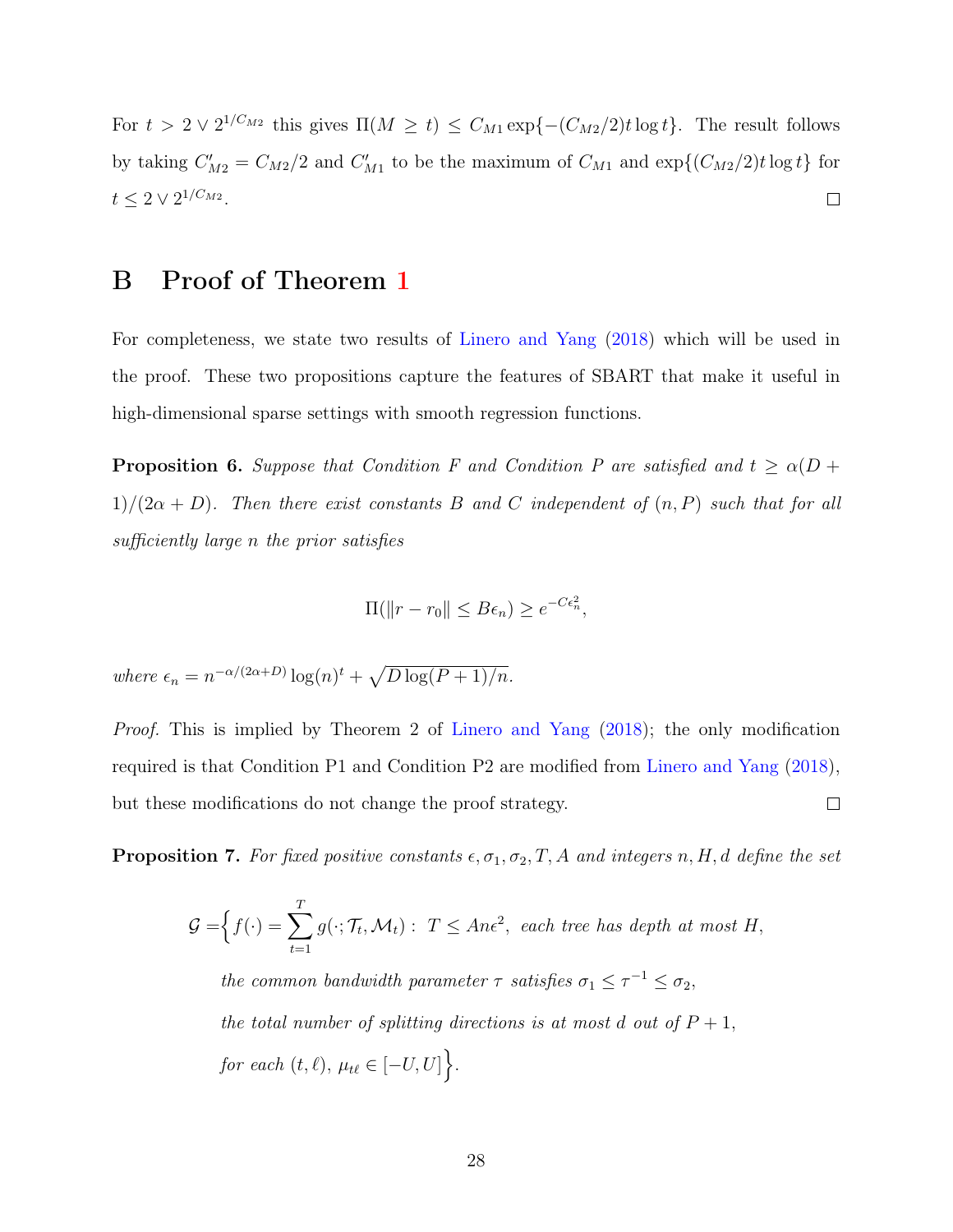For $t > 2 \vee 2^{1/C_{M2}}$ this gives $\Pi(M \geq t) \leq C_{M1} \exp\{-(C_{M2}/2) t \log t\}$. The result follows by taking $C'_{M2} = C_{M2}/2$ and $C'_{M1}$ to be the maximum of $C_{M1}$ and $\exp\{(C_{M2}/2) t \log t\}$ for $t \leq 2 \vee 2^{1/C_{M2}}$. □

# B Proof of Theorem 1

For completeness, we state two results of Linero and Yang (2018) which will be used in the proof. These two propositions capture the features of SBART that make it useful in high-dimensional sparse settings with smooth regression functions.

**Proposition 6.** *Suppose that Condition F and Condition P are satisfied and $t \geq \alpha(D+1)/(2\alpha + D)$. Then there exist constants $B$ and $C$ independent of $(n, P)$ such that for all sufficiently large $n$ the prior satisfies*

$$\Pi(\|r - r_0\| \leq B\epsilon_n) \geq e^{-C\epsilon_n^2},$$

*where $\epsilon_n = n^{-\alpha/(2\alpha+D)} \log(n)^t + \sqrt{D \log(P+1)/n}$.*

*Proof.* This is implied by Theorem 2 of Linero and Yang (2018); the only modification required is that Condition P1 and Condition P2 are modified from Linero and Yang (2018), but these modifications do not change the proof strategy. □

**Proposition 7.** *For fixed positive constants $\epsilon, \sigma_1, \sigma_2, T, A$ and integers $n, H, d$ define the set*

$$\begin{aligned}
\mathcal{G} = \Big\{ & f(\cdot) = \sum_{t=1}^{T} g(\cdot; \mathcal{T}_t, \mathcal{M}_t) : \ T \leq An\epsilon^2, \text{ each tree has depth at most } H, \\
& \text{the common bandwidth parameter } \tau \text{ satisfies } \sigma_1 \leq \tau^{-1} \leq \sigma_2, \\
& \text{the total number of splitting directions is at most } d \text{ out of } P+1, \\
& \text{for each } (t, \ell),\ \mu_{t\ell} \in [-U, U] \Big\}.
\end{aligned}$$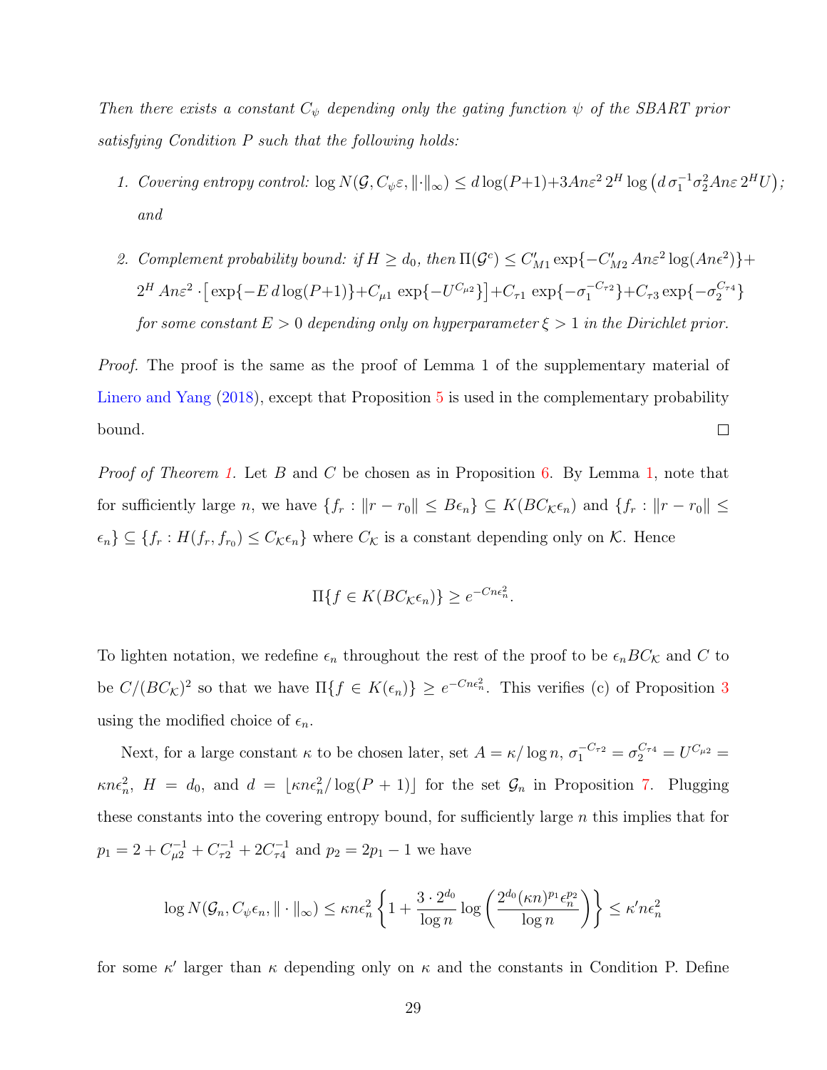*Then there exists a constant $C_\psi$ depending only the gating function $\psi$ of the SBART prior satisfying Condition P such that the following holds:*

1. *Covering entropy control:* $\log N(\mathcal{G}, C_\psi \varepsilon, \|\cdot\|_\infty) \le d\log(P+1) + 3An\varepsilon^2\, 2^H \log\left(d\, \sigma_1^{-1}\sigma_2^2 An\varepsilon\, 2^H U\right)$*; and*

2. *Complement probability bound: if $H \ge d_0$, then* $\Pi(\mathcal{G}^c) \le C'_{M1}\exp\{-C'_{M2}\, An\varepsilon^2 \log(An\epsilon^2)\} + 2^H\, An\varepsilon^2 \cdot \left[\exp\{-E\, d\log(P+1)\} + C_{\mu 1}\exp\{-U^{C_{\mu 2}}\}\right] + C_{\tau 1}\exp\{-\sigma_1^{-C_{\tau 2}}\} + C_{\tau 3}\exp\{-\sigma_2^{C_{\tau 4}}\}$ *for some constant $E > 0$ depending only on hyperparameter $\xi > 1$ in the Dirichlet prior.*

*Proof.* The proof is the same as the proof of Lemma 1 of the supplementary material of Linero and Yang (2018), except that Proposition 5 is used in the complementary probability bound. □

*Proof of Theorem 1.* Let $B$ and $C$ be chosen as in Proposition 6. By Lemma 1, note that for sufficiently large $n$, we have $\{f_r : \|r - r_0\| \le B\epsilon_n\} \subseteq K(BC_\mathcal{K}\epsilon_n)$ and $\{f_r : \|r - r_0\| \le \epsilon_n\} \subseteq \{f_r : H(f_r, f_{r_0}) \le C_\mathcal{K}\epsilon_n\}$ where $C_\mathcal{K}$ is a constant depending only on $\mathcal{K}$. Hence

$$\Pi\{f \in K(BC_\mathcal{K}\epsilon_n)\} \ge e^{-Cn\epsilon_n^2}.$$

To lighten notation, we redefine $\epsilon_n$ throughout the rest of the proof to be $\epsilon_n BC_\mathcal{K}$ and $C$ to be $C/(BC_\mathcal{K})^2$ so that we have $\Pi\{f \in K(\epsilon_n)\} \ge e^{-Cn\epsilon_n^2}$. This verifies (c) of Proposition 3 using the modified choice of $\epsilon_n$.

Next, for a large constant $\kappa$ to be chosen later, set $A = \kappa/\log n$, $\sigma_1^{-C_{\tau 2}} = \sigma_2^{C_{\tau 4}} = U^{C_{\mu 2}} = \kappa n\epsilon_n^2$, $H = d_0$, and $d = \lfloor \kappa n\epsilon_n^2/\log(P+1)\rfloor$ for the set $\mathcal{G}_n$ in Proposition 7. Plugging these constants into the covering entropy bound, for sufficiently large $n$ this implies that for $p_1 = 2 + C_{\mu 2}^{-1} + C_{\tau 2}^{-1} + 2C_{\tau 4}^{-1}$ and $p_2 = 2p_1 - 1$ we have

$$\log N(\mathcal{G}_n, C_\psi\epsilon_n, \|\cdot\|_\infty) \le \kappa n\epsilon_n^2\left\{1 + \frac{3\cdot 2^{d_0}}{\log n}\log\left(\frac{2^{d_0}(\kappa n)^{p_1}\epsilon_n^{p_2}}{\log n}\right)\right\} \le \kappa' n\epsilon_n^2$$

for some $\kappa'$ larger than $\kappa$ depending only on $\kappa$ and the constants in Condition P. Define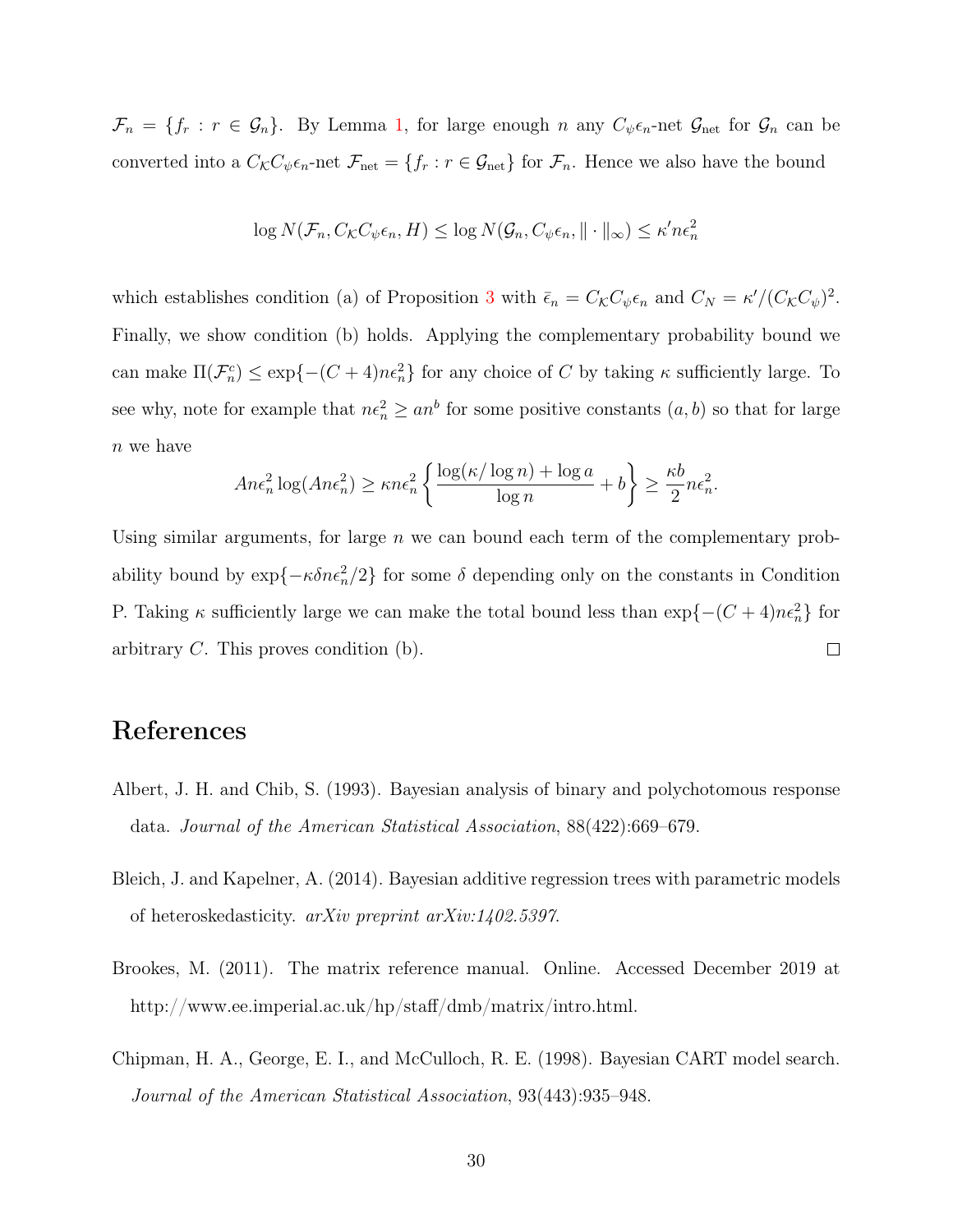$\mathcal{F}_n = \{f_r : r \in \mathcal{G}_n\}$. By Lemma 1, for large enough $n$ any $C_\psi \epsilon_n$-net $\mathcal{G}_{\text{net}}$ for $\mathcal{G}_n$ can be converted into a $C_\mathcal{K} C_\psi \epsilon_n$-net $\mathcal{F}_{\text{net}} = \{f_r : r \in \mathcal{G}_{\text{net}}\}$ for $\mathcal{F}_n$. Hence we also have the bound

$$\log N(\mathcal{F}_n, C_\mathcal{K} C_\psi \epsilon_n, H) \le \log N(\mathcal{G}_n, C_\psi \epsilon_n, \|\cdot\|_\infty) \le \kappa' n \epsilon_n^2$$

which establishes condition (a) of Proposition 3 with $\bar{\epsilon}_n = C_\mathcal{K} C_\psi \epsilon_n$ and $C_N = \kappa'/(C_\mathcal{K} C_\psi)^2$. Finally, we show condition (b) holds. Applying the complementary probability bound we can make $\Pi(\mathcal{F}_n^c) \le \exp\{-(C+4)n\epsilon_n^2\}$ for any choice of $C$ by taking $\kappa$ sufficiently large. To see why, note for example that $n\epsilon_n^2 \ge a n^b$ for some positive constants $(a, b)$ so that for large $n$ we have

$$An\epsilon_n^2 \log(An\epsilon_n^2) \ge \kappa n \epsilon_n^2 \left\{ \frac{\log(\kappa / \log n) + \log a}{\log n} + b \right\} \ge \frac{\kappa b}{2} n \epsilon_n^2.$$

Using similar arguments, for large $n$ we can bound each term of the complementary probability bound by $\exp\{-\kappa \delta n \epsilon_n^2 / 2\}$ for some $\delta$ depending only on the constants in Condition P. Taking $\kappa$ sufficiently large we can make the total bound less than $\exp\{-(C+4)n\epsilon_n^2\}$ for arbitrary $C$. This proves condition (b). □

# References

Albert, J. H. and Chib, S. (1993). Bayesian analysis of binary and polychotomous response data. *Journal of the American Statistical Association*, 88(422):669–679.

Bleich, J. and Kapelner, A. (2014). Bayesian additive regression trees with parametric models of heteroskedasticity. *arXiv preprint arXiv:1402.5397*.

Brookes, M. (2011). The matrix reference manual. Online. Accessed December 2019 at http://www.ee.imperial.ac.uk/hp/staff/dmb/matrix/intro.html.

Chipman, H. A., George, E. I., and McCulloch, R. E. (1998). Bayesian CART model search. *Journal of the American Statistical Association*, 93(443):935–948.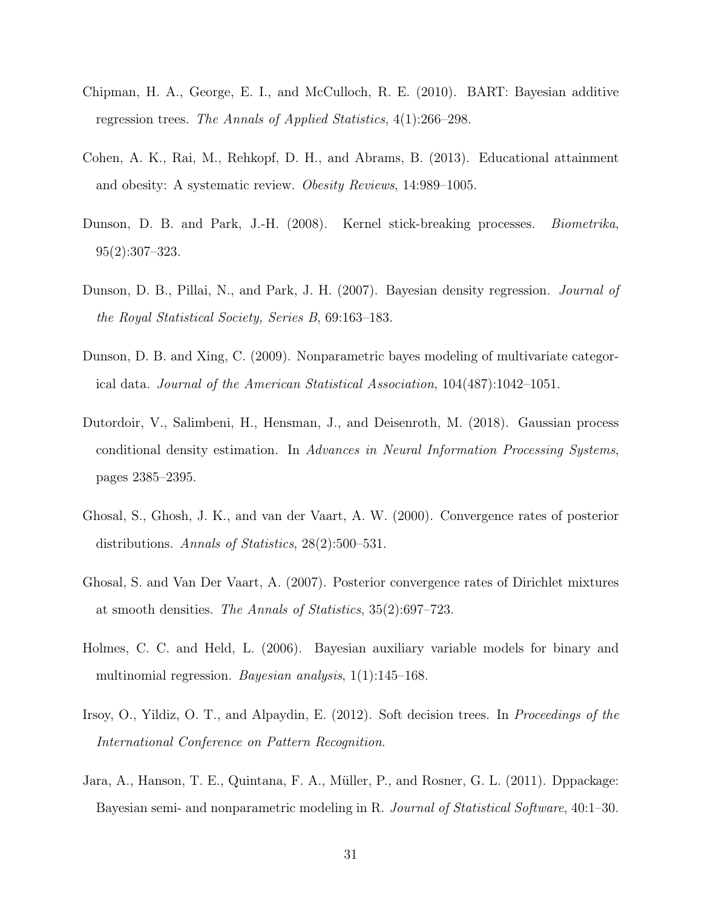Chipman, H. A., George, E. I., and McCulloch, R. E. (2010). BART: Bayesian additive regression trees. *The Annals of Applied Statistics*, 4(1):266–298.

Cohen, A. K., Rai, M., Rehkopf, D. H., and Abrams, B. (2013). Educational attainment and obesity: A systematic review. *Obesity Reviews*, 14:989–1005.

Dunson, D. B. and Park, J.-H. (2008). Kernel stick-breaking processes. *Biometrika*, 95(2):307–323.

Dunson, D. B., Pillai, N., and Park, J. H. (2007). Bayesian density regression. *Journal of the Royal Statistical Society, Series B*, 69:163–183.

Dunson, D. B. and Xing, C. (2009). Nonparametric bayes modeling of multivariate categorical data. *Journal of the American Statistical Association*, 104(487):1042–1051.

Dutordoir, V., Salimbeni, H., Hensman, J., and Deisenroth, M. (2018). Gaussian process conditional density estimation. In *Advances in Neural Information Processing Systems*, pages 2385–2395.

Ghosal, S., Ghosh, J. K., and van der Vaart, A. W. (2000). Convergence rates of posterior distributions. *Annals of Statistics*, 28(2):500–531.

Ghosal, S. and Van Der Vaart, A. (2007). Posterior convergence rates of Dirichlet mixtures at smooth densities. *The Annals of Statistics*, 35(2):697–723.

Holmes, C. C. and Held, L. (2006). Bayesian auxiliary variable models for binary and multinomial regression. *Bayesian analysis*, 1(1):145–168.

Irsoy, O., Yildiz, O. T., and Alpaydin, E. (2012). Soft decision trees. In *Proceedings of the International Conference on Pattern Recognition*.

Jara, A., Hanson, T. E., Quintana, F. A., Müller, P., and Rosner, G. L. (2011). Dppackage: Bayesian semi- and nonparametric modeling in R. *Journal of Statistical Software*, 40:1–30.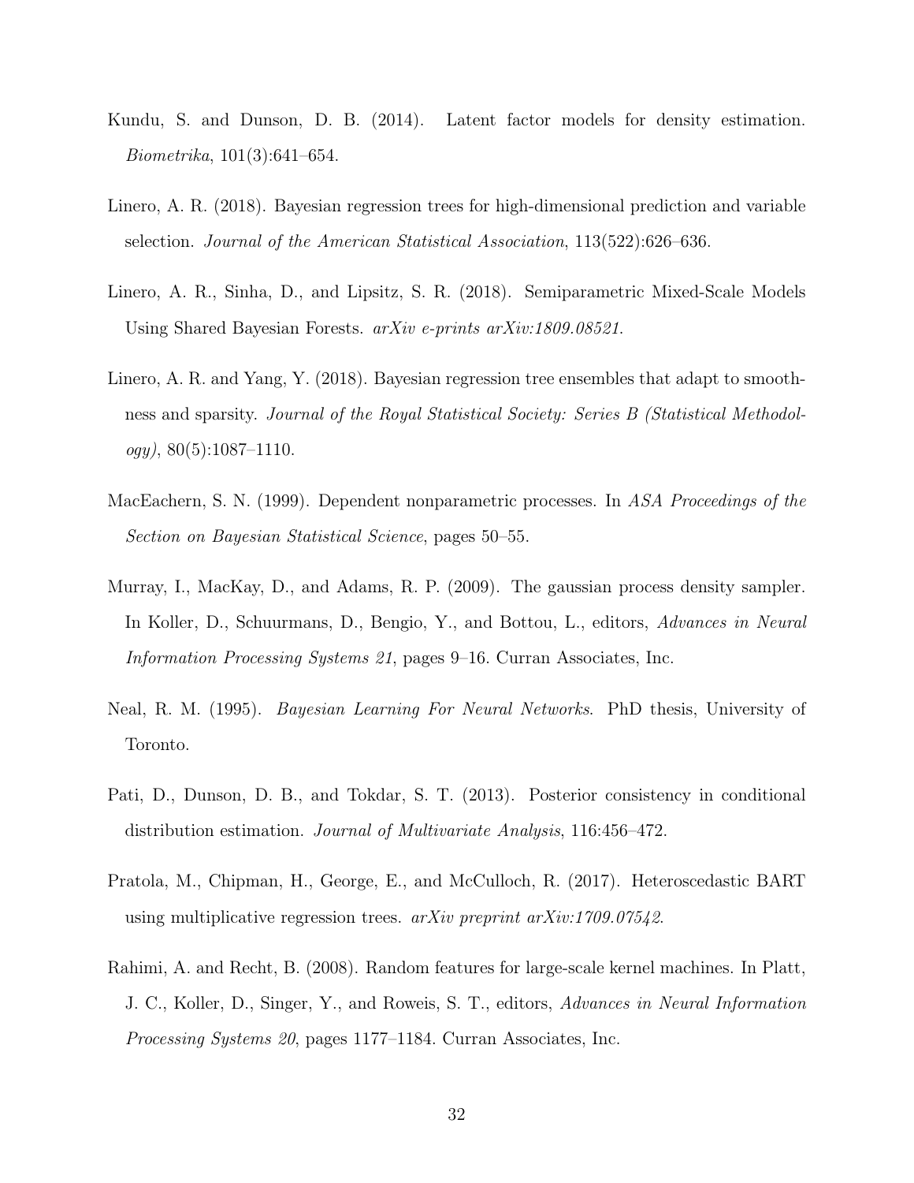Kundu, S. and Dunson, D. B. (2014). Latent factor models for density estimation. *Biometrika*, 101(3):641–654.

Linero, A. R. (2018). Bayesian regression trees for high-dimensional prediction and variable selection. *Journal of the American Statistical Association*, 113(522):626–636.

Linero, A. R., Sinha, D., and Lipsitz, S. R. (2018). Semiparametric Mixed-Scale Models Using Shared Bayesian Forests. *arXiv e-prints arXiv:1809.08521*.

Linero, A. R. and Yang, Y. (2018). Bayesian regression tree ensembles that adapt to smoothness and sparsity. *Journal of the Royal Statistical Society: Series B (Statistical Methodology)*, 80(5):1087–1110.

MacEachern, S. N. (1999). Dependent nonparametric processes. In *ASA Proceedings of the Section on Bayesian Statistical Science*, pages 50–55.

Murray, I., MacKay, D., and Adams, R. P. (2009). The gaussian process density sampler. In Koller, D., Schuurmans, D., Bengio, Y., and Bottou, L., editors, *Advances in Neural Information Processing Systems 21*, pages 9–16. Curran Associates, Inc.

Neal, R. M. (1995). *Bayesian Learning For Neural Networks*. PhD thesis, University of Toronto.

Pati, D., Dunson, D. B., and Tokdar, S. T. (2013). Posterior consistency in conditional distribution estimation. *Journal of Multivariate Analysis*, 116:456–472.

Pratola, M., Chipman, H., George, E., and McCulloch, R. (2017). Heteroscedastic BART using multiplicative regression trees. *arXiv preprint arXiv:1709.07542*.

Rahimi, A. and Recht, B. (2008). Random features for large-scale kernel machines. In Platt, J. C., Koller, D., Singer, Y., and Roweis, S. T., editors, *Advances in Neural Information Processing Systems 20*, pages 1177–1184. Curran Associates, Inc.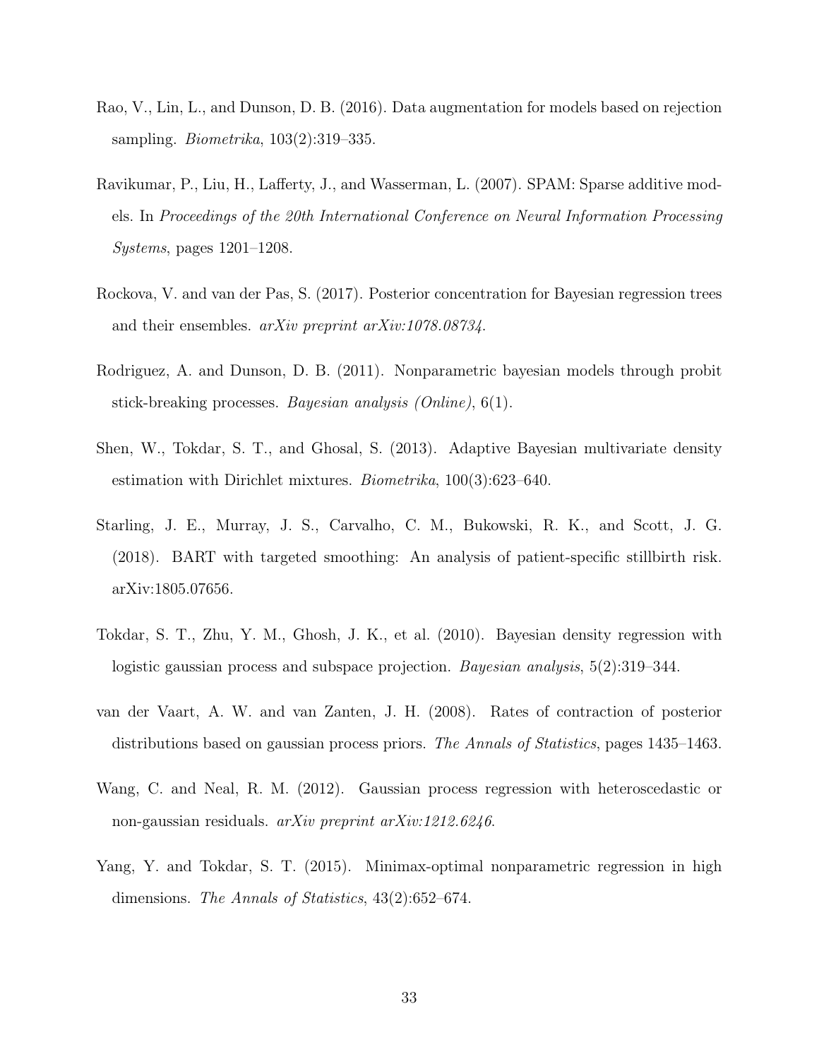Rao, V., Lin, L., and Dunson, D. B. (2016). Data augmentation for models based on rejection sampling. *Biometrika*, 103(2):319–335.

Ravikumar, P., Liu, H., Lafferty, J., and Wasserman, L. (2007). SPAM: Sparse additive models. In *Proceedings of the 20th International Conference on Neural Information Processing Systems*, pages 1201–1208.

Rockova, V. and van der Pas, S. (2017). Posterior concentration for Bayesian regression trees and their ensembles. *arXiv preprint arXiv:1078.08734*.

Rodriguez, A. and Dunson, D. B. (2011). Nonparametric bayesian models through probit stick-breaking processes. *Bayesian analysis (Online)*, 6(1).

Shen, W., Tokdar, S. T., and Ghosal, S. (2013). Adaptive Bayesian multivariate density estimation with Dirichlet mixtures. *Biometrika*, 100(3):623–640.

Starling, J. E., Murray, J. S., Carvalho, C. M., Bukowski, R. K., and Scott, J. G. (2018). BART with targeted smoothing: An analysis of patient-specific stillbirth risk. arXiv:1805.07656.

Tokdar, S. T., Zhu, Y. M., Ghosh, J. K., et al. (2010). Bayesian density regression with logistic gaussian process and subspace projection. *Bayesian analysis*, 5(2):319–344.

van der Vaart, A. W. and van Zanten, J. H. (2008). Rates of contraction of posterior distributions based on gaussian process priors. *The Annals of Statistics*, pages 1435–1463.

Wang, C. and Neal, R. M. (2012). Gaussian process regression with heteroscedastic or non-gaussian residuals. *arXiv preprint arXiv:1212.6246*.

Yang, Y. and Tokdar, S. T. (2015). Minimax-optimal nonparametric regression in high dimensions. *The Annals of Statistics*, 43(2):652–674.